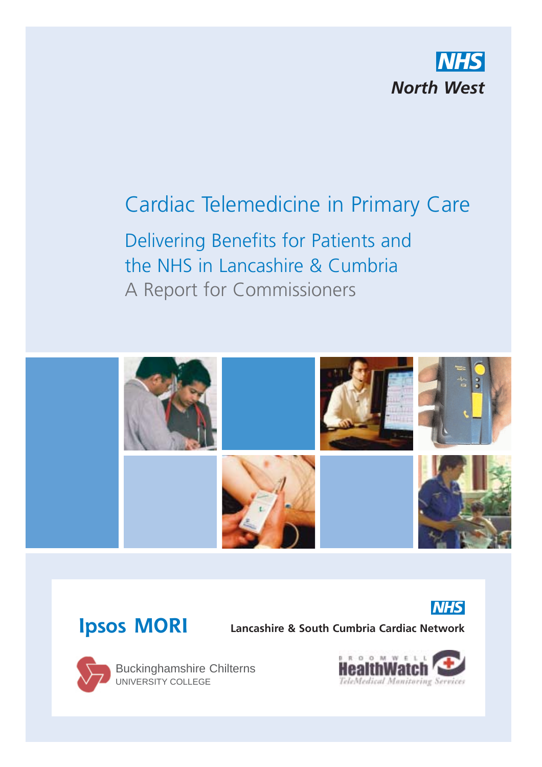NHS
North West

# Cardiac Telemedicine in Primary Care

## Delivering Benefits for Patients and the NHS in Lancashire & Cumbria

A Report for Commissioners

Ipsos MORI

NHS
Lancashire & South Cumbria Cardiac Network

Buckinghamshire Chilterns
UNIVERSITY COLLEGE

BROOMWELL HealthWatch
TeleMedical Monitoring Services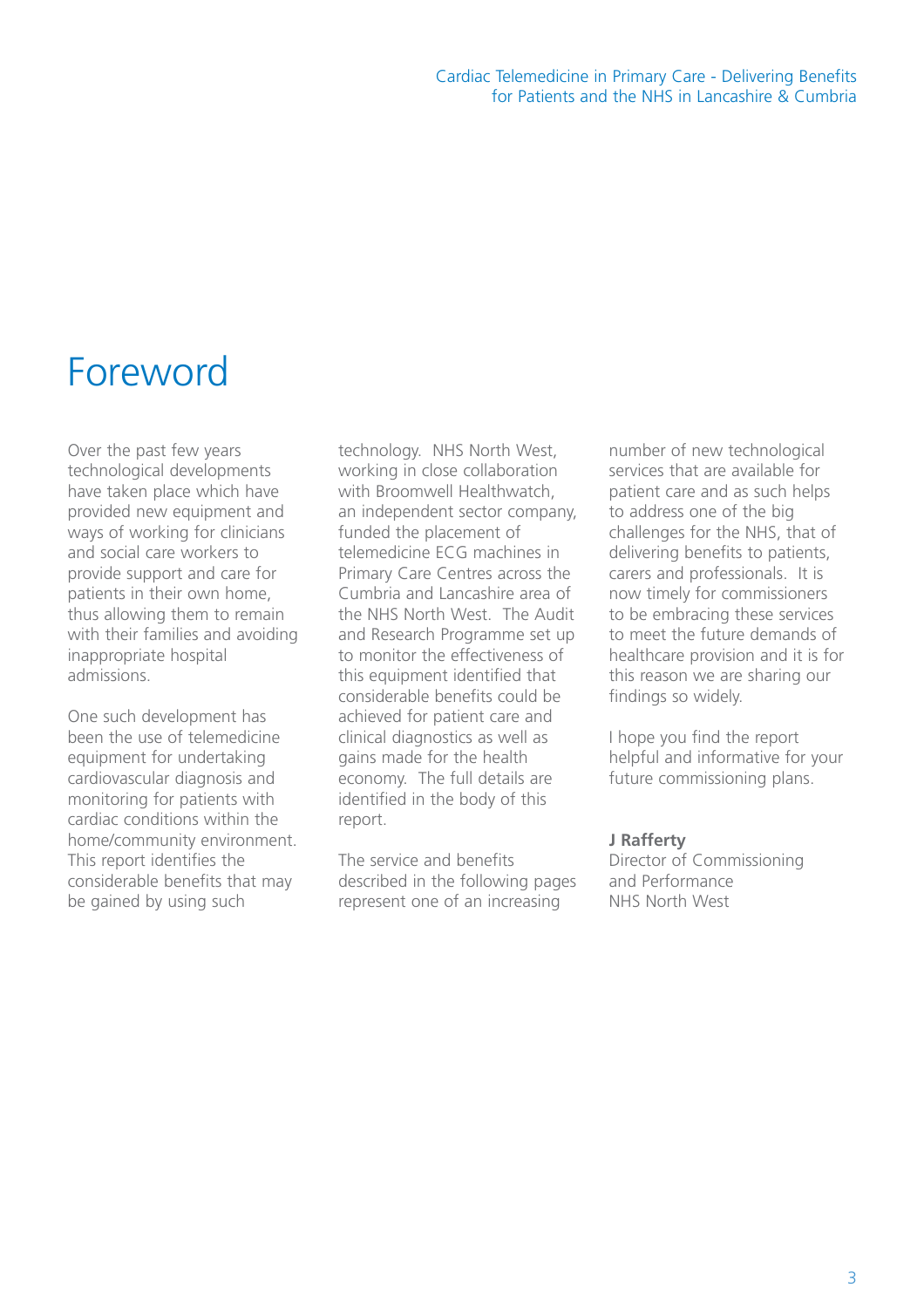# Foreword

Over the past few years technological developments have taken place which have provided new equipment and ways of working for clinicians and social care workers to provide support and care for patients in their own home, thus allowing them to remain with their families and avoiding inappropriate hospital admissions.

One such development has been the use of telemedicine equipment for undertaking cardiovascular diagnosis and monitoring for patients with cardiac conditions within the home/community environment. This report identifies the considerable benefits that may be gained by using such technology. NHS North West, working in close collaboration with Broomwell Healthwatch, an independent sector company, funded the placement of telemedicine ECG machines in Primary Care Centres across the Cumbria and Lancashire area of the NHS North West. The Audit and Research Programme set up to monitor the effectiveness of this equipment identified that considerable benefits could be achieved for patient care and clinical diagnostics as well as gains made for the health economy. The full details are identified in the body of this report.

The service and benefits described in the following pages represent one of an increasing number of new technological services that are available for patient care and as such helps to address one of the big challenges for the NHS, that of delivering benefits to patients, carers and professionals. It is now timely for commissioners to be embracing these services to meet the future demands of healthcare provision and it is for this reason we are sharing our findings so widely.

I hope you find the report helpful and informative for your future commissioning plans.

**J Rafferty**
Director of Commissioning and Performance
NHS North West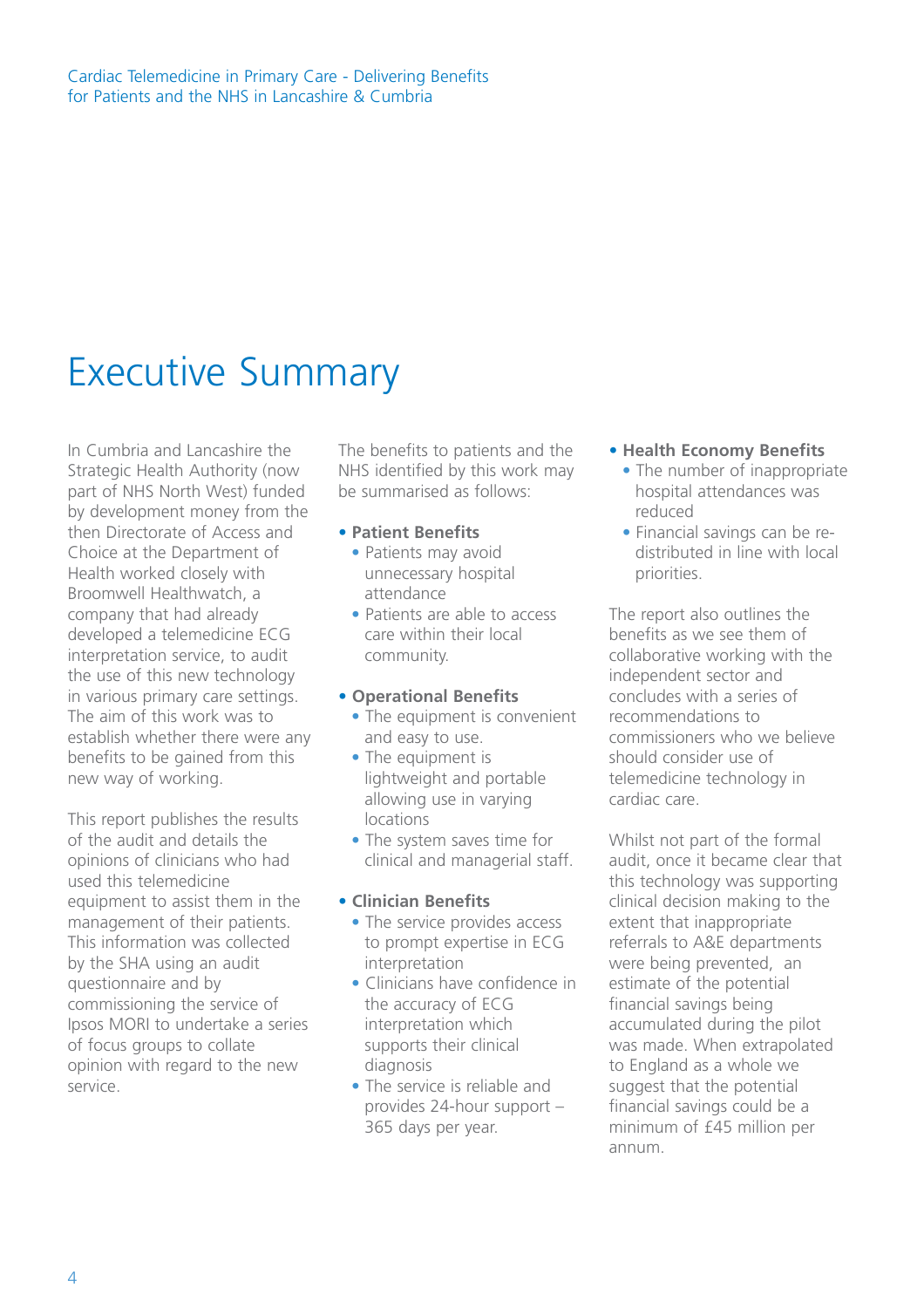# Executive Summary

In Cumbria and Lancashire the Strategic Health Authority (now part of NHS North West) funded by development money from the then Directorate of Access and Choice at the Department of Health worked closely with Broomwell Healthwatch, a company that had already developed a telemedicine ECG interpretation service, to audit the use of this new technology in various primary care settings. The aim of this work was to establish whether there were any benefits to be gained from this new way of working.

This report publishes the results of the audit and details the opinions of clinicians who had used this telemedicine equipment to assist them in the management of their patients. This information was collected by the SHA using an audit questionnaire and by commissioning the service of Ipsos MORI to undertake a series of focus groups to collate opinion with regard to the new service.

The benefits to patients and the NHS identified by this work may be summarised as follows:

- **Patient Benefits**
  - Patients may avoid unnecessary hospital attendance
  - Patients are able to access care within their local community.
- **Operational Benefits**
  - The equipment is convenient and easy to use.
  - The equipment is lightweight and portable allowing use in varying locations
  - The system saves time for clinical and managerial staff.
- **Clinician Benefits**
  - The service provides access to prompt expertise in ECG interpretation
  - Clinicians have confidence in the accuracy of ECG interpretation which supports their clinical diagnosis
  - The service is reliable and provides 24-hour support – 365 days per year.
- **Health Economy Benefits**
  - The number of inappropriate hospital attendances was reduced
  - Financial savings can be re-distributed in line with local priorities.

The report also outlines the benefits as we see them of collaborative working with the independent sector and concludes with a series of recommendations to commissioners who we believe should consider use of telemedicine technology in cardiac care.

Whilst not part of the formal audit, once it became clear that this technology was supporting clinical decision making to the extent that inappropriate referrals to A&E departments were being prevented, an estimate of the potential financial savings being accumulated during the pilot was made. When extrapolated to England as a whole we suggest that the potential financial savings could be a minimum of £45 million per annum.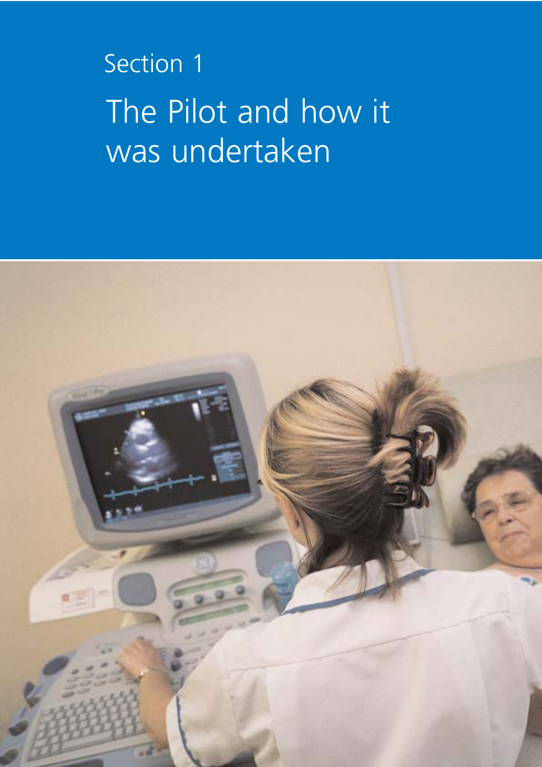Section 1

# The Pilot and how it was undertaken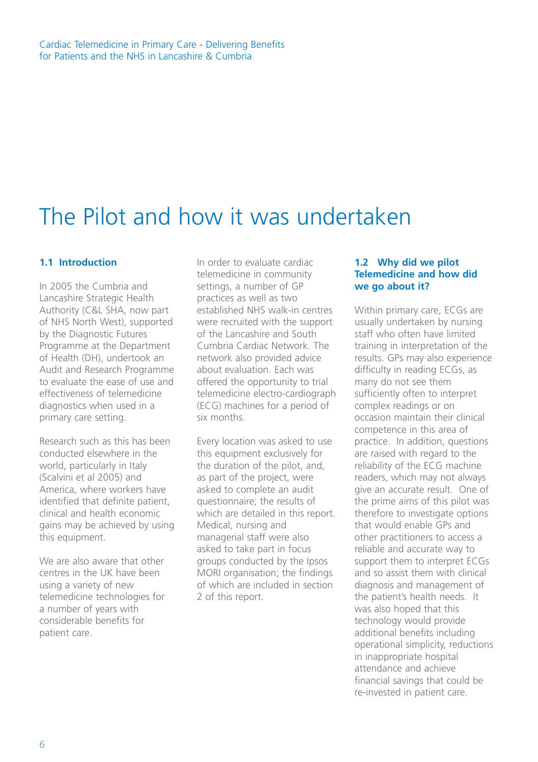# The Pilot and how it was undertaken

### 1.1 Introduction

In 2005 the Cumbria and Lancashire Strategic Health Authority (C&L SHA, now part of NHS North West), supported by the Diagnostic Futures Programme at the Department of Health (DH), undertook an Audit and Research Programme to evaluate the ease of use and effectiveness of telemedicine diagnostics when used in a primary care setting.

Research such as this has been conducted elsewhere in the world, particularly in Italy (Scalvini et al 2005) and America, where workers have identified that definite patient, clinical and health economic gains may be achieved by using this equipment.

We are also aware that other centres in the UK have been using a variety of new telemedicine technologies for a number of years with considerable benefits for patient care.

In order to evaluate cardiac telemedicine in community settings, a number of GP practices as well as two established NHS walk-in centres were recruited with the support of the Lancashire and South Cumbria Cardiac Network. The network also provided advice about evaluation. Each was offered the opportunity to trial telemedicine electro-cardiograph (ECG) machines for a period of six months.

Every location was asked to use this equipment exclusively for the duration of the pilot, and, as part of the project, were asked to complete an audit questionnaire; the results of which are detailed in this report. Medical, nursing and managerial staff were also asked to take part in focus groups conducted by the Ipsos MORI organisation; the findings of which are included in section 2 of this report.

### 1.2 Why did we pilot Telemedicine and how did we go about it?

Within primary care, ECGs are usually undertaken by nursing staff who often have limited training in interpretation of the results. GPs may also experience difficulty in reading ECGs, as many do not see them sufficiently often to interpret complex readings or on occasion maintain their clinical competence in this area of practice. In addition, questions are raised with regard to the reliability of the ECG machine readers, which may not always give an accurate result. One of the prime aims of this pilot was therefore to investigate options that would enable GPs and other practitioners to access a reliable and accurate way to support them to interpret ECGs and so assist them with clinical diagnosis and management of the patient's health needs. It was also hoped that this technology would provide additional benefits including operational simplicity, reductions in inappropriate hospital attendance and achieve financial savings that could be re-invested in patient care.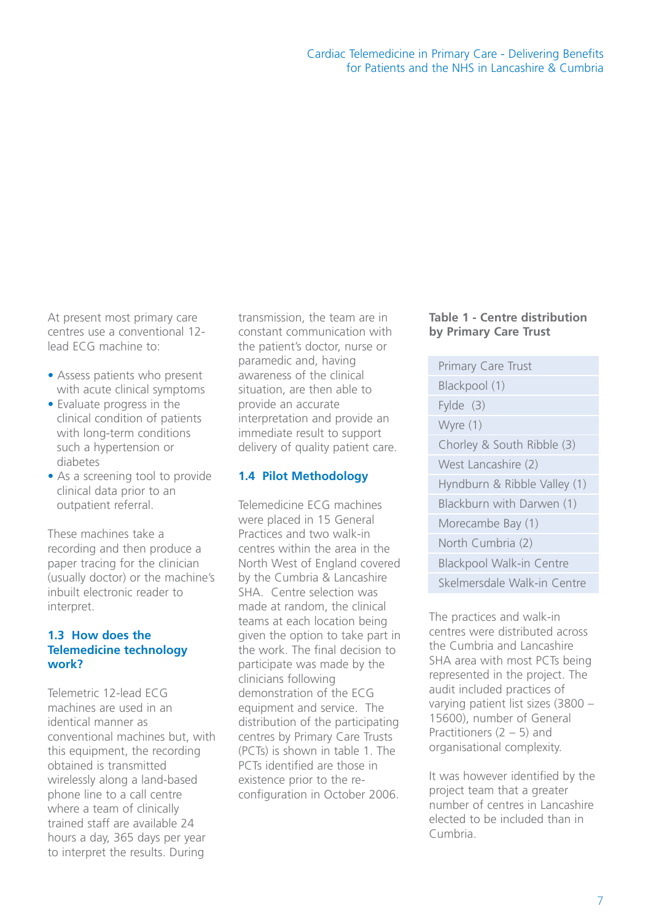At present most primary care centres use a conventional 12-lead ECG machine to:

- Assess patients who present with acute clinical symptoms
- Evaluate progress in the clinical condition of patients with long-term conditions such a hypertension or diabetes
- As a screening tool to provide clinical data prior to an outpatient referral.

These machines take a recording and then produce a paper tracing for the clinician (usually doctor) or the machine's inbuilt electronic reader to interpret.

## 1.3 How does the Telemedicine technology work?

Telemetric 12-lead ECG machines are used in an identical manner as conventional machines but, with this equipment, the recording obtained is transmitted wirelessly along a land-based phone line to a call centre where a team of clinically trained staff are available 24 hours a day, 365 days per year to interpret the results. During transmission, the team are in constant communication with the patient's doctor, nurse or paramedic and, having awareness of the clinical situation, are then able to provide an accurate interpretation and provide an immediate result to support delivery of quality patient care.

## 1.4 Pilot Methodology

Telemedicine ECG machines were placed in 15 General Practices and two walk-in centres within the area in the North West of England covered by the Cumbria & Lancashire SHA. Centre selection was made at random, the clinical teams at each location being given the option to take part in the work. The final decision to participate was made by the clinicians following demonstration of the ECG equipment and service. The distribution of the participating centres by Primary Care Trusts (PCTs) is shown in table 1. The PCTs identified are those in existence prior to the re-configuration in October 2006.

**Table 1 - Centre distribution by Primary Care Trust**

| Primary Care Trust |
|---|
| Blackpool (1) |
| Fylde (3) |
| Wyre (1) |
| Chorley & South Ribble (3) |
| West Lancashire (2) |
| Hyndburn & Ribble Valley (1) |
| Blackburn with Darwen (1) |
| Morecambe Bay (1) |
| North Cumbria (2) |
| Blackpool Walk-in Centre |
| Skelmersdale Walk-in Centre |

The practices and walk-in centres were distributed across the Cumbria and Lancashire SHA area with most PCTs being represented in the project. The audit included practices of varying patient list sizes (3800 – 15600), number of General Practitioners (2 – 5) and organisational complexity.

It was however identified by the project team that a greater number of centres in Lancashire elected to be included than in Cumbria.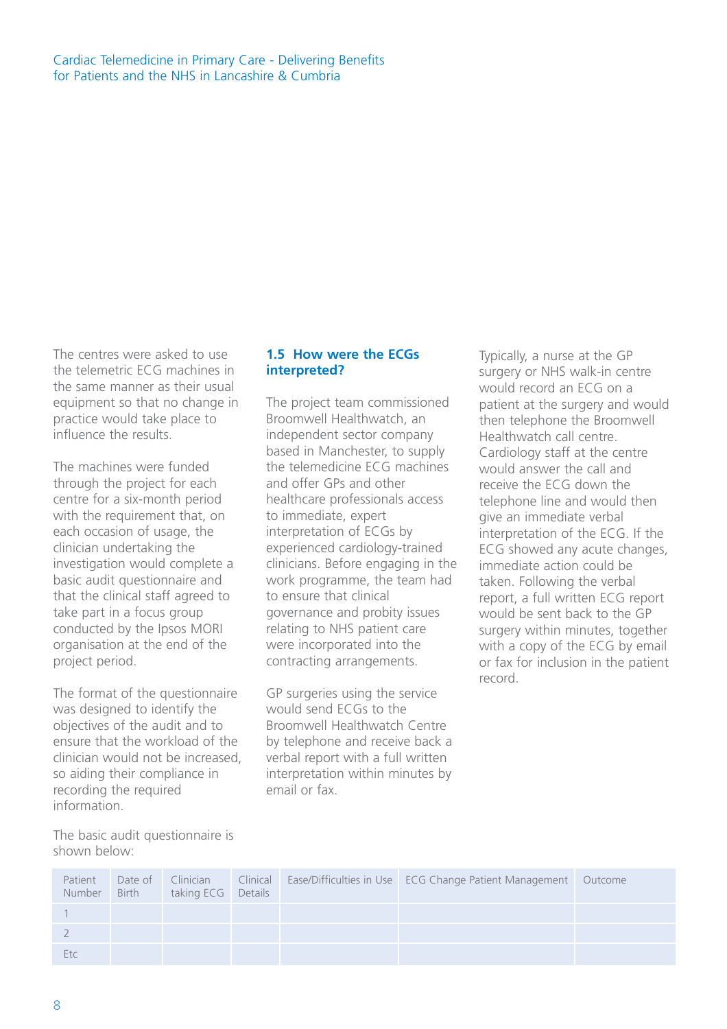The centres were asked to use the telemetric ECG machines in the same manner as their usual equipment so that no change in practice would take place to influence the results.

The machines were funded through the project for each centre for a six-month period with the requirement that, on each occasion of usage, the clinician undertaking the investigation would complete a basic audit questionnaire and that the clinical staff agreed to take part in a focus group conducted by the Ipsos MORI organisation at the end of the project period.

The format of the questionnaire was designed to identify the objectives of the audit and to ensure that the workload of the clinician would not be increased, so aiding their compliance in recording the required information.

The basic audit questionnaire is shown below:

| Patient Number | Date of Birth | Clinician taking ECG | Clinical Details | Ease/Difficulties in Use | ECG Change Patient Management | Outcome |
|---|---|---|---|---|---|---|
| 1 | | | | | | |
| 2 | | | | | | |
| Etc | | | | | | |

### 1.5 How were the ECGs interpreted?

The project team commissioned Broomwell Healthwatch, an independent sector company based in Manchester, to supply the telemedicine ECG machines and offer GPs and other healthcare professionals access to immediate, expert interpretation of ECGs by experienced cardiology-trained clinicians. Before engaging in the work programme, the team had to ensure that clinical governance and probity issues relating to NHS patient care were incorporated into the contracting arrangements.

GP surgeries using the service would send ECGs to the Broomwell Healthwatch Centre by telephone and receive back a verbal report with a full written interpretation within minutes by email or fax.

Typically, a nurse at the GP surgery or NHS walk-in centre would record an ECG on a patient at the surgery and would then telephone the Broomwell Healthwatch call centre. Cardiology staff at the centre would answer the call and receive the ECG down the telephone line and would then give an immediate verbal interpretation of the ECG. If the ECG showed any acute changes, immediate action could be taken. Following the verbal report, a full written ECG report would be sent back to the GP surgery within minutes, together with a copy of the ECG by email or fax for inclusion in the patient record.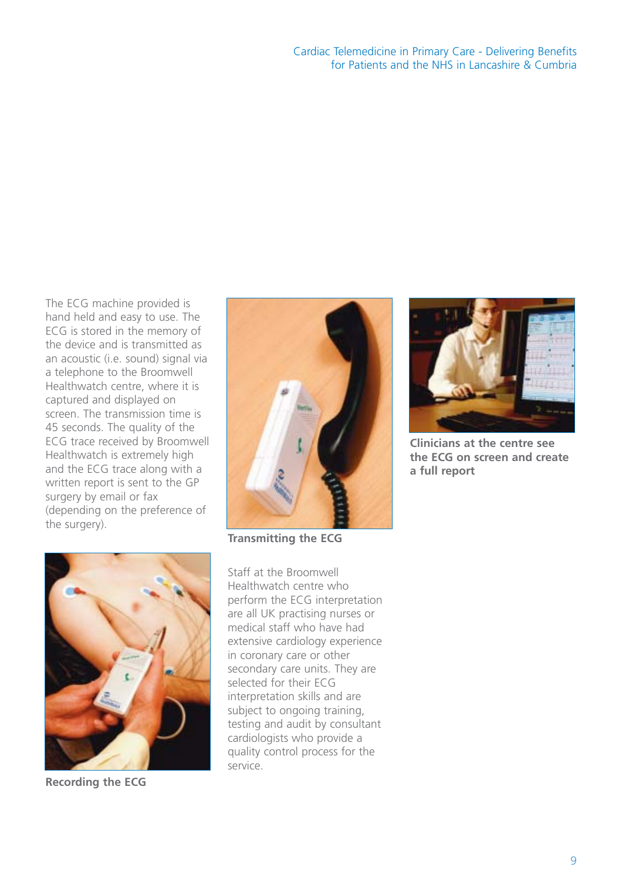The ECG machine provided is hand held and easy to use. The ECG is stored in the memory of the device and is transmitted as an acoustic (i.e. sound) signal via a telephone to the Broomwell Healthwatch centre, where it is captured and displayed on screen. The transmission time is 45 seconds. The quality of the ECG trace received by Broomwell Healthwatch is extremely high and the ECG trace along with a written report is sent to the GP surgery by email or fax (depending on the preference of the surgery).

**Transmitting the ECG**

**Clinicians at the centre see the ECG on screen and create a full report**

**Recording the ECG**

Staff at the Broomwell Healthwatch centre who perform the ECG interpretation are all UK practising nurses or medical staff who have had extensive cardiology experience in coronary care or other secondary care units. They are selected for their ECG interpretation skills and are subject to ongoing training, testing and audit by consultant cardiologists who provide a quality control process for the service.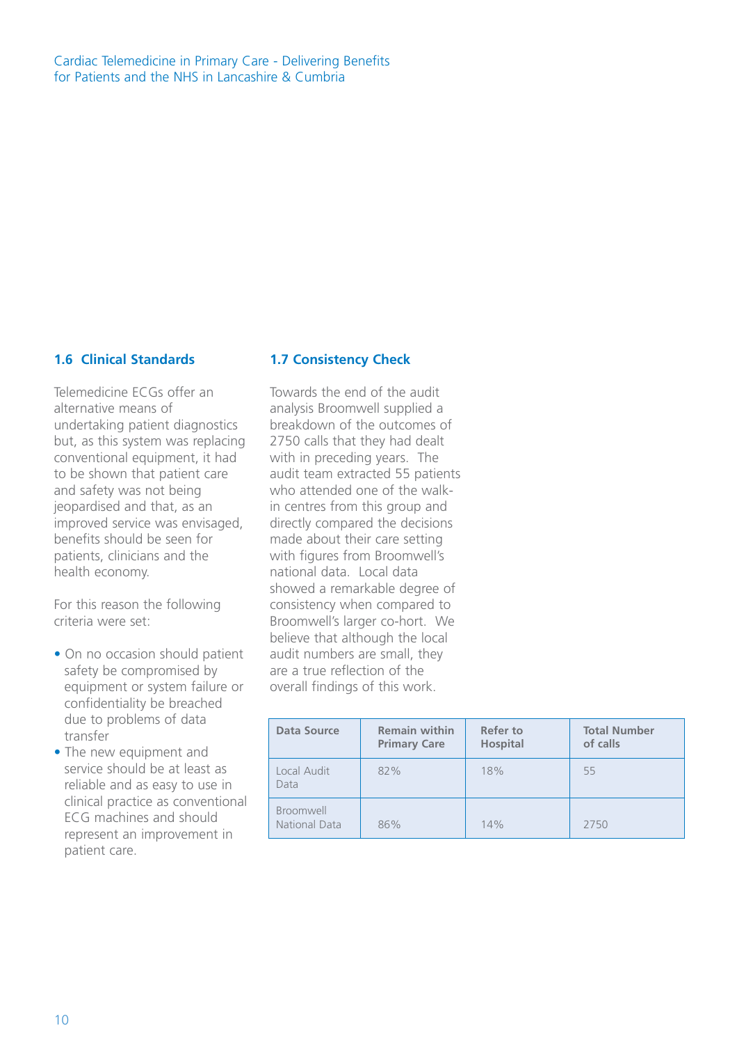## 1.6 Clinical Standards

Telemedicine ECGs offer an alternative means of undertaking patient diagnostics but, as this system was replacing conventional equipment, it had to be shown that patient care and safety was not being jeopardised and that, as an improved service was envisaged, benefits should be seen for patients, clinicians and the health economy.

For this reason the following criteria were set:

- On no occasion should patient safety be compromised by equipment or system failure or confidentiality be breached due to problems of data transfer
- The new equipment and service should be at least as reliable and as easy to use in clinical practice as conventional ECG machines and should represent an improvement in patient care.

## 1.7 Consistency Check

Towards the end of the audit analysis Broomwell supplied a breakdown of the outcomes of 2750 calls that they had dealt with in preceding years. The audit team extracted 55 patients who attended one of the walk-in centres from this group and directly compared the decisions made about their care setting with figures from Broomwell's national data. Local data showed a remarkable degree of consistency when compared to Broomwell's larger co-hort. We believe that although the local audit numbers are small, they are a true reflection of the overall findings of this work.

| Data Source | Remain within Primary Care | Refer to Hospital | Total Number of calls |
|---|---|---|---|
| Local Audit Data | 82% | 18% | 55 |
| Broomwell National Data | 86% | 14% | 2750 |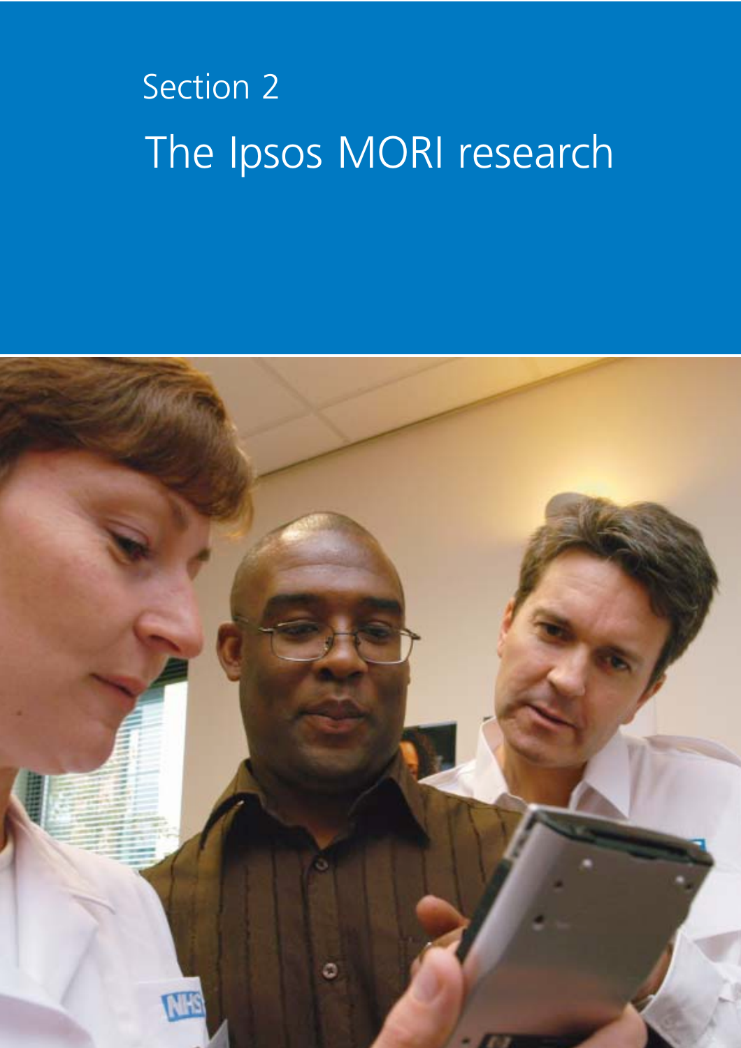Section 2

# The Ipsos MORI research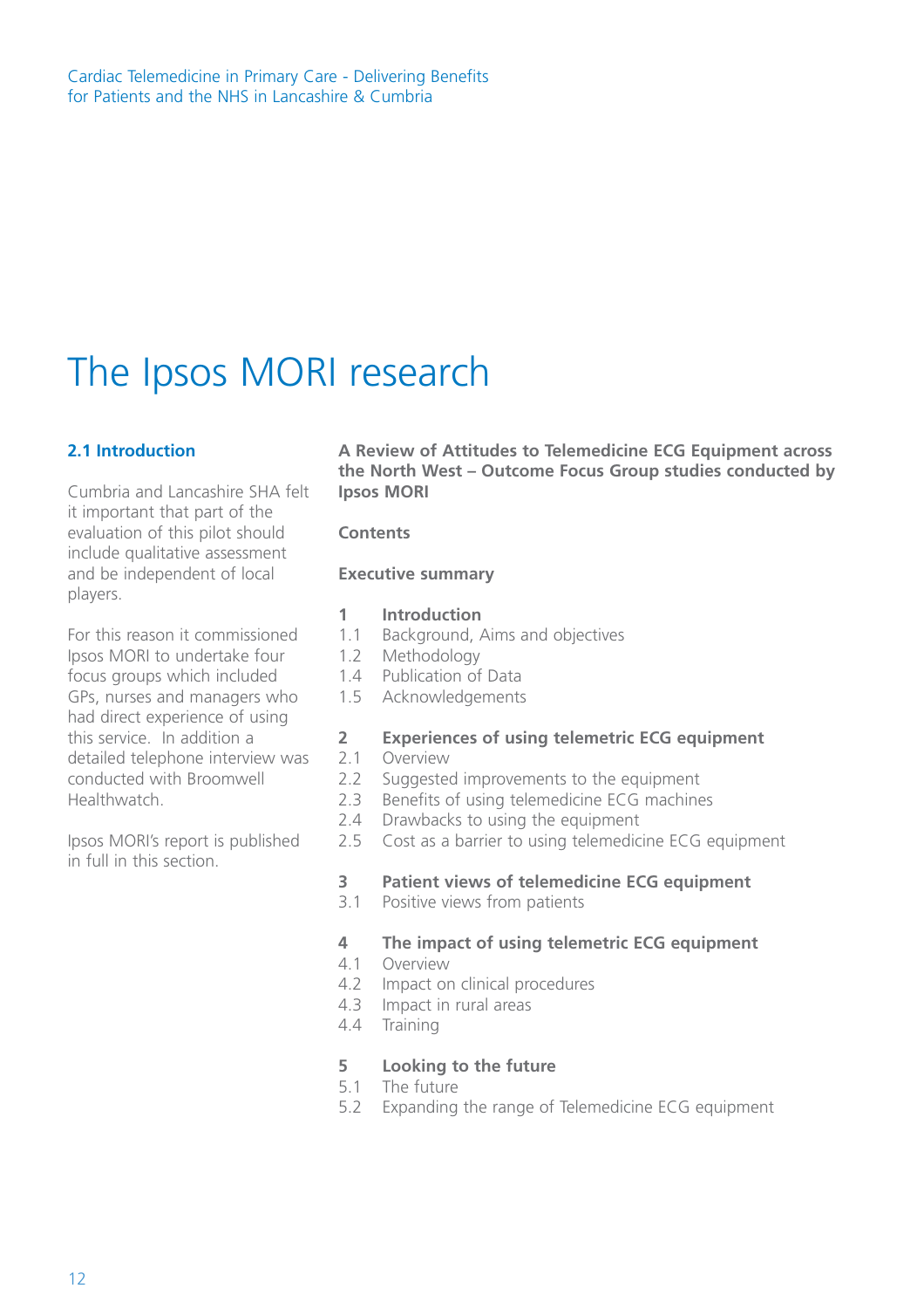# The Ipsos MORI research

## 2.1 Introduction

Cumbria and Lancashire SHA felt it important that part of the evaluation of this pilot should include qualitative assessment and be independent of local players.

For this reason it commissioned Ipsos MORI to undertake four focus groups which included GPs, nurses and managers who had direct experience of using this service. In addition a detailed telephone interview was conducted with Broomwell Healthwatch.

Ipsos MORI's report is published in full in this section.

**A Review of Attitudes to Telemedicine ECG Equipment across the North West – Outcome Focus Group studies conducted by Ipsos MORI**

**Contents**

**Executive summary**

**1 Introduction**
- 1.1 Background, Aims and objectives
- 1.2 Methodology
- 1.4 Publication of Data
- 1.5 Acknowledgements

**2 Experiences of using telemetric ECG equipment**
- 2.1 Overview
- 2.2 Suggested improvements to the equipment
- 2.3 Benefits of using telemedicine ECG machines
- 2.4 Drawbacks to using the equipment
- 2.5 Cost as a barrier to using telemedicine ECG equipment

**3 Patient views of telemedicine ECG equipment**
- 3.1 Positive views from patients

**4 The impact of using telemetric ECG equipment**
- 4.1 Overview
- 4.2 Impact on clinical procedures
- 4.3 Impact in rural areas
- 4.4 Training

**5 Looking to the future**
- 5.1 The future
- 5.2 Expanding the range of Telemedicine ECG equipment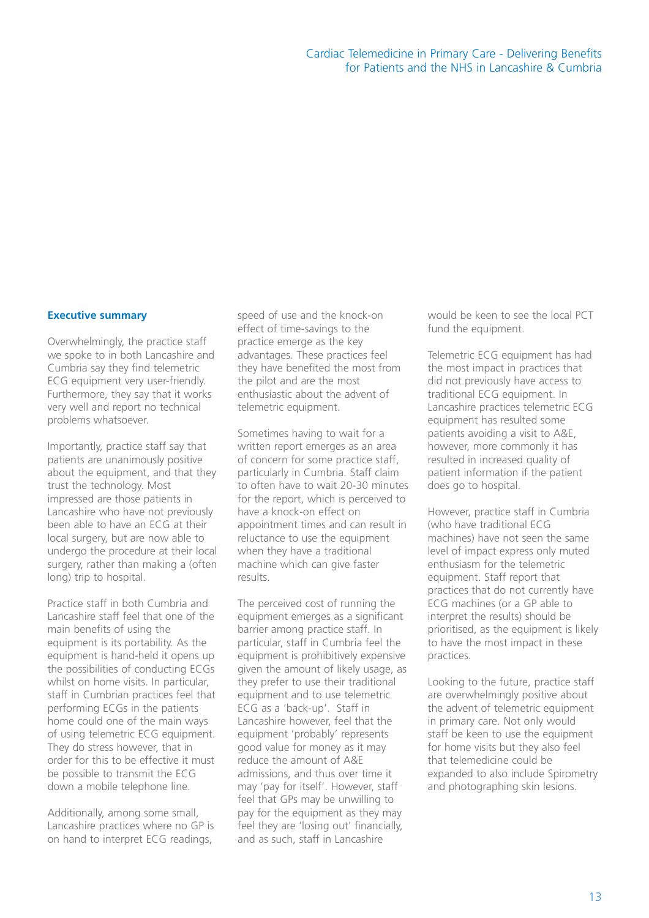## Executive summary

Overwhelmingly, the practice staff we spoke to in both Lancashire and Cumbria say they find telemetric ECG equipment very user-friendly. Furthermore, they say that it works very well and report no technical problems whatsoever.

Importantly, practice staff say that patients are unanimously positive about the equipment, and that they trust the technology. Most impressed are those patients in Lancashire who have not previously been able to have an ECG at their local surgery, but are now able to undergo the procedure at their local surgery, rather than making a (often long) trip to hospital.

Practice staff in both Cumbria and Lancashire staff feel that one of the main benefits of using the equipment is its portability. As the equipment is hand-held it opens up the possibilities of conducting ECGs whilst on home visits. In particular, staff in Cumbrian practices feel that performing ECGs in the patients home could one of the main ways of using telemetric ECG equipment. They do stress however, that in order for this to be effective it must be possible to transmit the ECG down a mobile telephone line.

Additionally, among some small, Lancashire practices where no GP is on hand to interpret ECG readings, speed of use and the knock-on effect of time-savings to the practice emerge as the key advantages. These practices feel they have benefited the most from the pilot and are the most enthusiastic about the advent of telemetric equipment.

Sometimes having to wait for a written report emerges as an area of concern for some practice staff, particularly in Cumbria. Staff claim to often have to wait 20-30 minutes for the report, which is perceived to have a knock-on effect on appointment times and can result in reluctance to use the equipment when they have a traditional machine which can give faster results.

The perceived cost of running the equipment emerges as a significant barrier among practice staff. In particular, staff in Cumbria feel the equipment is prohibitively expensive given the amount of likely usage, as they prefer to use their traditional equipment and to use telemetric ECG as a 'back-up'. Staff in Lancashire however, feel that the equipment 'probably' represents good value for money as it may reduce the amount of A&E admissions, and thus over time it may 'pay for itself'. However, staff feel that GPs may be unwilling to pay for the equipment as they may feel they are 'losing out' financially, and as such, staff in Lancashire would be keen to see the local PCT fund the equipment.

Telemetric ECG equipment has had the most impact in practices that did not previously have access to traditional ECG equipment. In Lancashire practices telemetric ECG equipment has resulted some patients avoiding a visit to A&E, however, more commonly it has resulted in increased quality of patient information if the patient does go to hospital.

However, practice staff in Cumbria (who have traditional ECG machines) have not seen the same level of impact express only muted enthusiasm for the telemetric equipment. Staff report that practices that do not currently have ECG machines (or a GP able to interpret the results) should be prioritised, as the equipment is likely to have the most impact in these practices.

Looking to the future, practice staff are overwhelmingly positive about the advent of telemetric equipment in primary care. Not only would staff be keen to use the equipment for home visits but they also feel that telemedicine could be expanded to also include Spirometry and photographing skin lesions.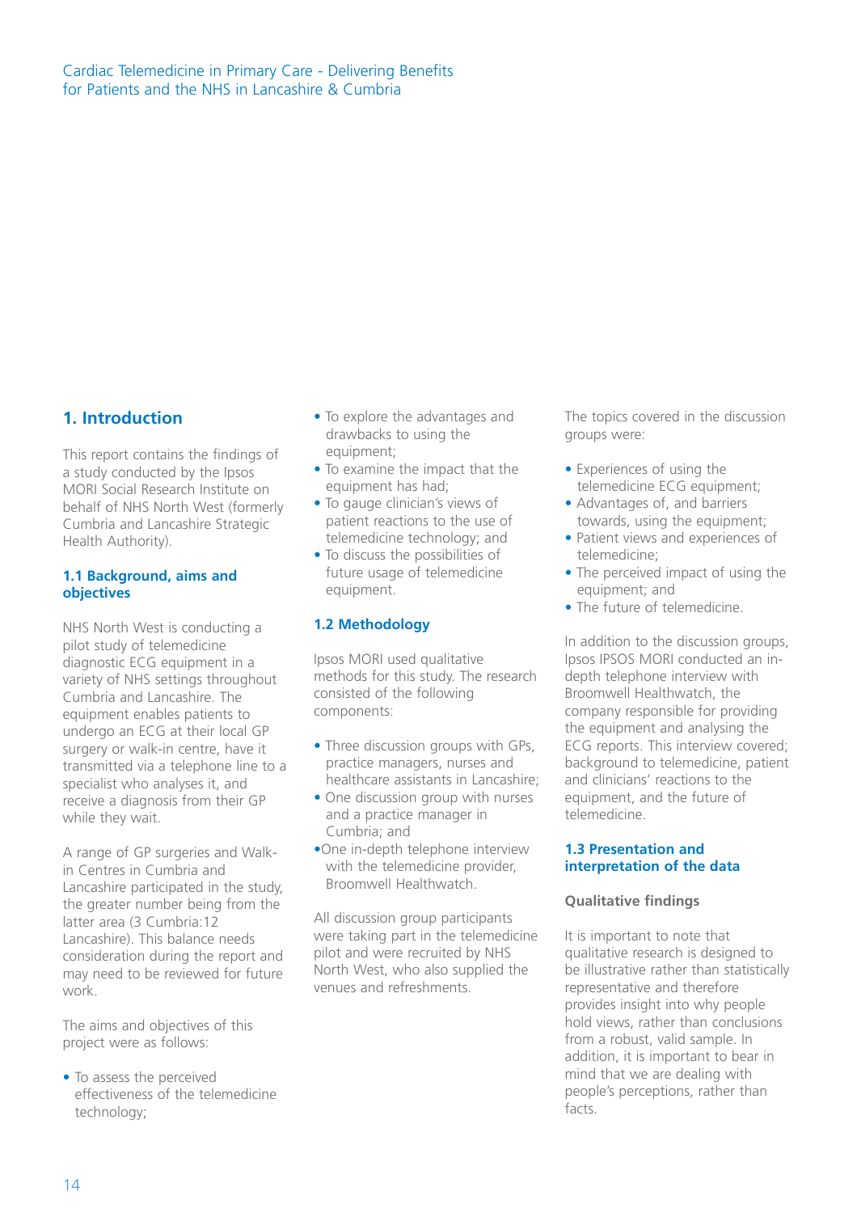## 1. Introduction

This report contains the findings of a study conducted by the Ipsos MORI Social Research Institute on behalf of NHS North West (formerly Cumbria and Lancashire Strategic Health Authority).

### 1.1 Background, aims and objectives

NHS North West is conducting a pilot study of telemedicine diagnostic ECG equipment in a variety of NHS settings throughout Cumbria and Lancashire. The equipment enables patients to undergo an ECG at their local GP surgery or walk-in centre, have it transmitted via a telephone line to a specialist who analyses it, and receive a diagnosis from their GP while they wait.

A range of GP surgeries and Walk-in Centres in Cumbria and Lancashire participated in the study, the greater number being from the latter area (3 Cumbria:12 Lancashire). This balance needs consideration during the report and may need to be reviewed for future work.

The aims and objectives of this project were as follows:

- To assess the perceived effectiveness of the telemedicine technology;
- To explore the advantages and drawbacks to using the equipment;
- To examine the impact that the equipment has had;
- To gauge clinician's views of patient reactions to the use of telemedicine technology; and
- To discuss the possibilities of future usage of telemedicine equipment.

### 1.2 Methodology

Ipsos MORI used qualitative methods for this study. The research consisted of the following components:

- Three discussion groups with GPs, practice managers, nurses and healthcare assistants in Lancashire;
- One discussion group with nurses and a practice manager in Cumbria; and
- One in-depth telephone interview with the telemedicine provider, Broomwell Healthwatch.

All discussion group participants were taking part in the telemedicine pilot and were recruited by NHS North West, who also supplied the venues and refreshments.

The topics covered in the discussion groups were:

- Experiences of using the telemedicine ECG equipment;
- Advantages of, and barriers towards, using the equipment;
- Patient views and experiences of telemedicine;
- The perceived impact of using the equipment; and
- The future of telemedicine.

In addition to the discussion groups, Ipsos IPSOS MORI conducted an in-depth telephone interview with Broomwell Healthwatch, the company responsible for providing the equipment and analysing the ECG reports. This interview covered; background to telemedicine, patient and clinicians' reactions to the equipment, and the future of telemedicine.

### 1.3 Presentation and interpretation of the data

**Qualitative findings**

It is important to note that qualitative research is designed to be illustrative rather than statistically representative and therefore provides insight into why people hold views, rather than conclusions from a robust, valid sample. In addition, it is important to bear in mind that we are dealing with people's perceptions, rather than facts.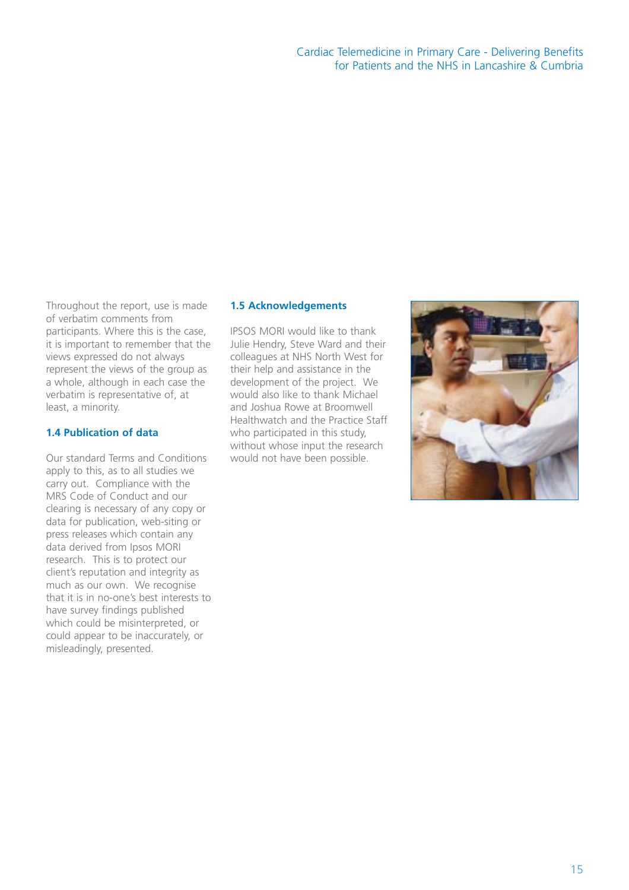Throughout the report, use is made of verbatim comments from participants. Where this is the case, it is important to remember that the views expressed do not always represent the views of the group as a whole, although in each case the verbatim is representative of, at least, a minority.

### 1.4 Publication of data

Our standard Terms and Conditions apply to this, as to all studies we carry out. Compliance with the MRS Code of Conduct and our clearing is necessary of any copy or data for publication, web-siting or press releases which contain any data derived from Ipsos MORI research. This is to protect our client's reputation and integrity as much as our own. We recognise that it is in no-one's best interests to have survey findings published which could be misinterpreted, or could appear to be inaccurately, or misleadingly, presented.

### 1.5 Acknowledgements

IPSOS MORI would like to thank Julie Hendry, Steve Ward and their colleagues at NHS North West for their help and assistance in the development of the project. We would also like to thank Michael and Joshua Rowe at Broomwell Healthwatch and the Practice Staff who participated in this study, without whose input the research would not have been possible.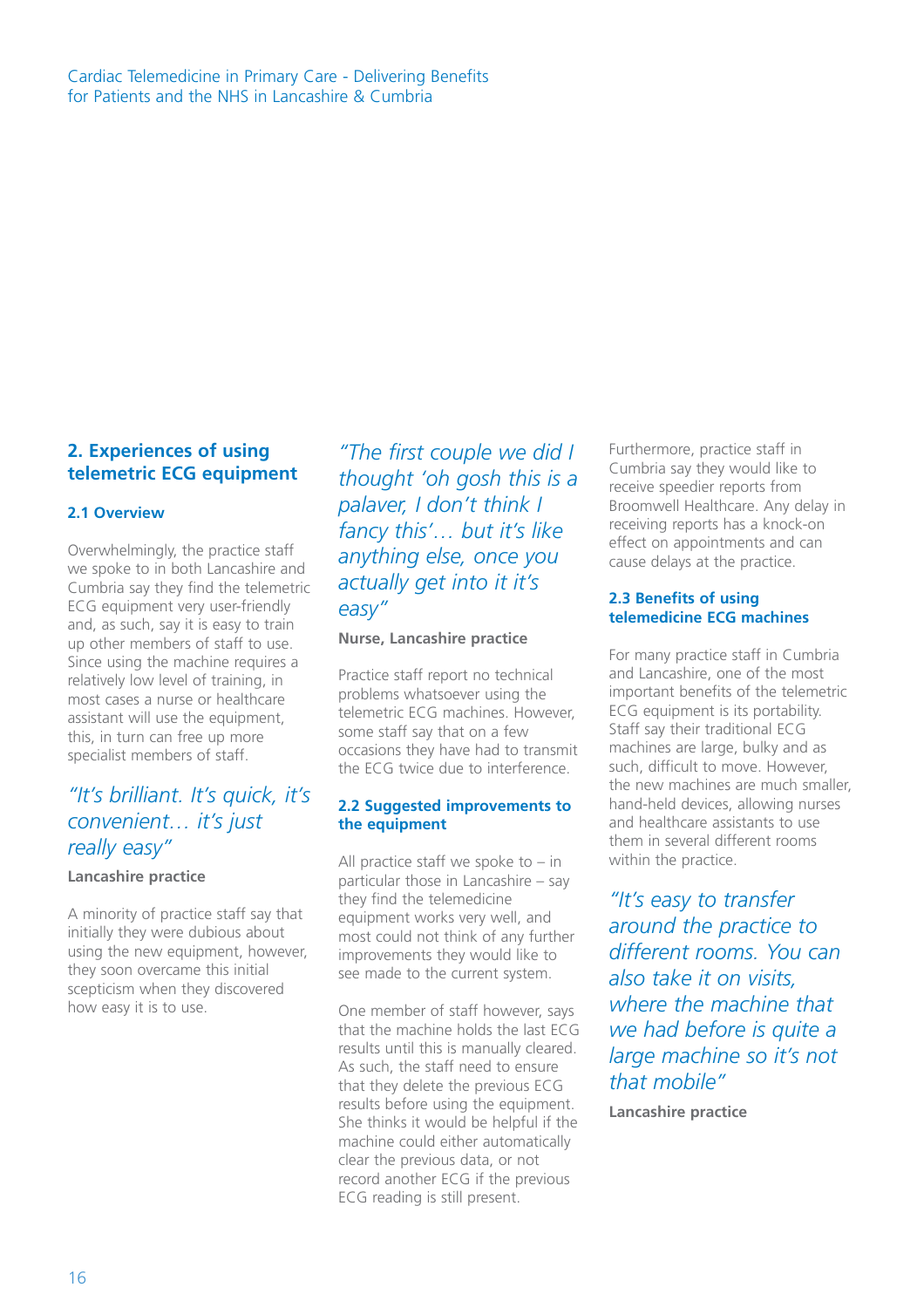## 2. Experiences of using telemetric ECG equipment

### 2.1 Overview

Overwhelmingly, the practice staff we spoke to in both Lancashire and Cumbria say they find the telemetric ECG equipment very user-friendly and, as such, say it is easy to train up other members of staff to use. Since using the machine requires a relatively low level of training, in most cases a nurse or healthcare assistant will use the equipment, this, in turn can free up more specialist members of staff.

> *"It's brilliant. It's quick, it's convenient… it's just really easy"*
>
> **Lancashire practice**

A minority of practice staff say that initially they were dubious about using the new equipment, however, they soon overcame this initial scepticism when they discovered how easy it is to use.

> *"The first couple we did I thought 'oh gosh this is a palaver, I don't think I fancy this'… but it's like anything else, once you actually get into it it's easy"*
>
> **Nurse, Lancashire practice**

Practice staff report no technical problems whatsoever using the telemetric ECG machines. However, some staff say that on a few occasions they have had to transmit the ECG twice due to interference.

### 2.2 Suggested improvements to the equipment

All practice staff we spoke to – in particular those in Lancashire – say they find the telemedicine equipment works very well, and most could not think of any further improvements they would like to see made to the current system.

One member of staff however, says that the machine holds the last ECG results until this is manually cleared. As such, the staff need to ensure that they delete the previous ECG results before using the equipment. She thinks it would be helpful if the machine could either automatically clear the previous data, or not record another ECG if the previous ECG reading is still present.

Furthermore, practice staff in Cumbria say they would like to receive speedier reports from Broomwell Healthcare. Any delay in receiving reports has a knock-on effect on appointments and can cause delays at the practice.

### 2.3 Benefits of using telemedicine ECG machines

For many practice staff in Cumbria and Lancashire, one of the most important benefits of the telemetric ECG equipment is its portability. Staff say their traditional ECG machines are large, bulky and as such, difficult to move. However, the new machines are much smaller, hand-held devices, allowing nurses and healthcare assistants to use them in several different rooms within the practice.

> *"It's easy to transfer around the practice to different rooms. You can also take it on visits, where the machine that we had before is quite a large machine so it's not that mobile"*
>
> **Lancashire practice**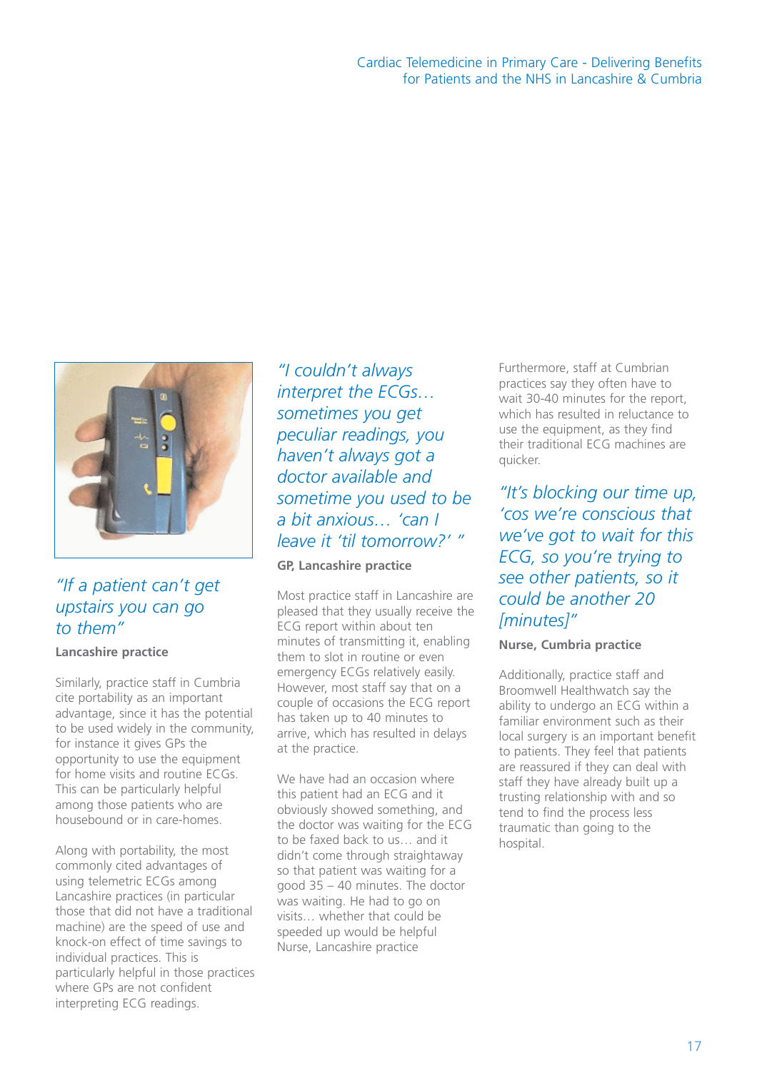*"If a patient can't get upstairs you can go to them"*

**Lancashire practice**

Similarly, practice staff in Cumbria cite portability as an important advantage, since it has the potential to be used widely in the community, for instance it gives GPs the opportunity to use the equipment for home visits and routine ECGs. This can be particularly helpful among those patients who are housebound or in care-homes.

Along with portability, the most commonly cited advantages of using telemetric ECGs among Lancashire practices (in particular those that did not have a traditional machine) are the speed of use and knock-on effect of time savings to individual practices. This is particularly helpful in those practices where GPs are not confident interpreting ECG readings.

*"I couldn't always interpret the ECGs… sometimes you get peculiar readings, you haven't always got a doctor available and sometime you used to be a bit anxious… 'can I leave it 'til tomorrow?' "*

**GP, Lancashire practice**

Most practice staff in Lancashire are pleased that they usually receive the ECG report within about ten minutes of transmitting it, enabling them to slot in routine or even emergency ECGs relatively easily. However, most staff say that on a couple of occasions the ECG report has taken up to 40 minutes to arrive, which has resulted in delays at the practice.

We have had an occasion where this patient had an ECG and it obviously showed something, and the doctor was waiting for the ECG to be faxed back to us… and it didn't come through straightaway so that patient was waiting for a good 35 – 40 minutes. The doctor was waiting. He had to go on visits… whether that could be speeded up would be helpful
Nurse, Lancashire practice

Furthermore, staff at Cumbrian practices say they often have to wait 30-40 minutes for the report, which has resulted in reluctance to use the equipment, as they find their traditional ECG machines are quicker.

*"It's blocking our time up, 'cos we're conscious that we've got to wait for this ECG, so you're trying to see other patients, so it could be another 20 [minutes]"*

**Nurse, Cumbria practice**

Additionally, practice staff and Broomwell Healthwatch say the ability to undergo an ECG within a familiar environment such as their local surgery is an important benefit to patients. They feel that patients are reassured if they can deal with staff they have already built up a trusting relationship with and so tend to find the process less traumatic than going to the hospital.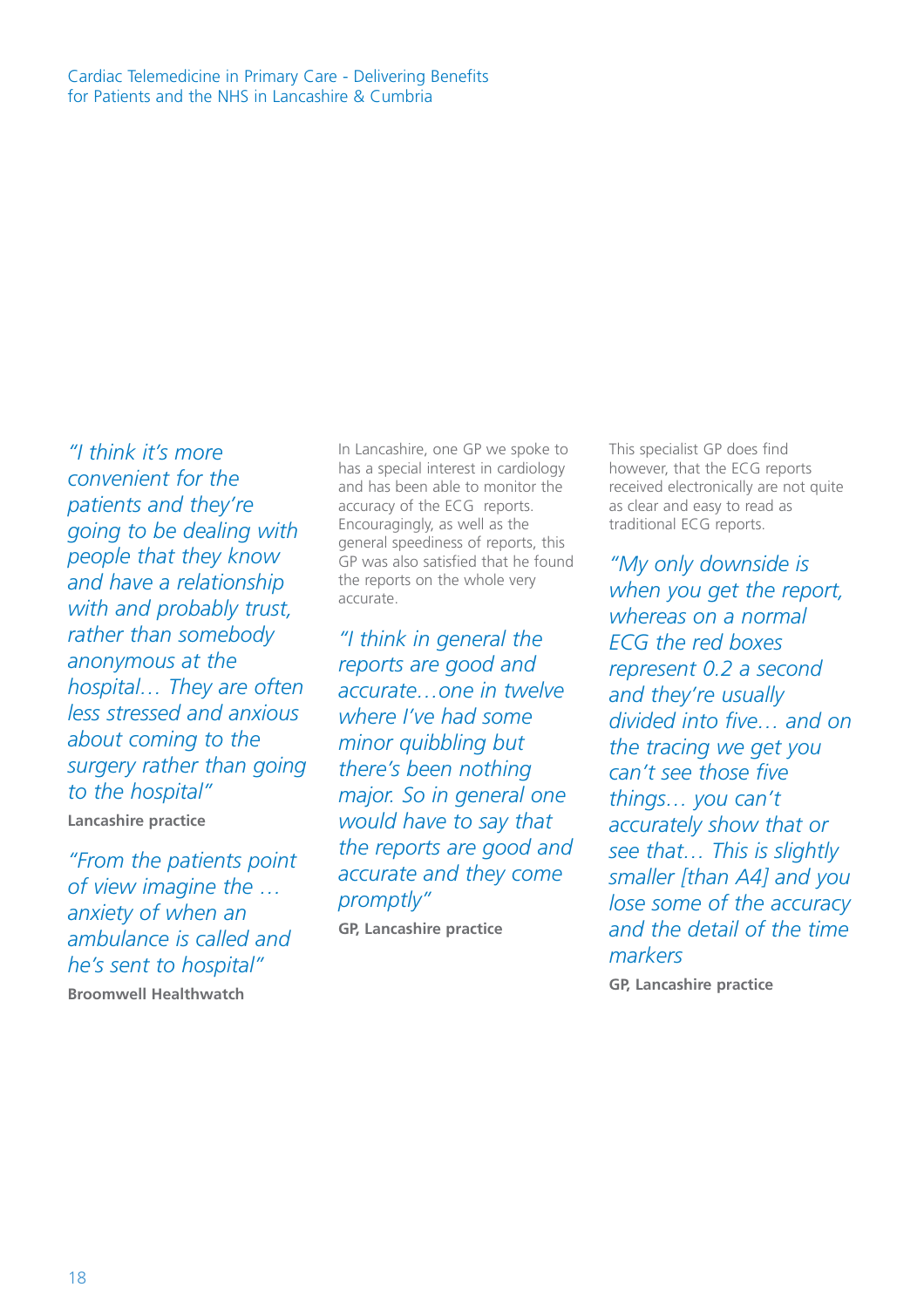*"I think it's more convenient for the patients and they're going to be dealing with people that they know and have a relationship with and probably trust, rather than somebody anonymous at the hospital… They are often less stressed and anxious about coming to the surgery rather than going to the hospital"*

**Lancashire practice**

*"From the patients point of view imagine the … anxiety of when an ambulance is called and he's sent to hospital"*

**Broomwell Healthwatch**

In Lancashire, one GP we spoke to has a special interest in cardiology and has been able to monitor the accuracy of the ECG reports. Encouragingly, as well as the general speediness of reports, this GP was also satisfied that he found the reports on the whole very accurate.

*"I think in general the reports are good and accurate…one in twelve where I've had some minor quibbling but there's been nothing major. So in general one would have to say that the reports are good and accurate and they come promptly"*

**GP, Lancashire practice**

This specialist GP does find however, that the ECG reports received electronically are not quite as clear and easy to read as traditional ECG reports.

*"My only downside is when you get the report, whereas on a normal ECG the red boxes represent 0.2 a second and they're usually divided into five… and on the tracing we get you can't see those five things… you can't accurately show that or see that… This is slightly smaller [than A4] and you lose some of the accuracy and the detail of the time markers*

**GP, Lancashire practice**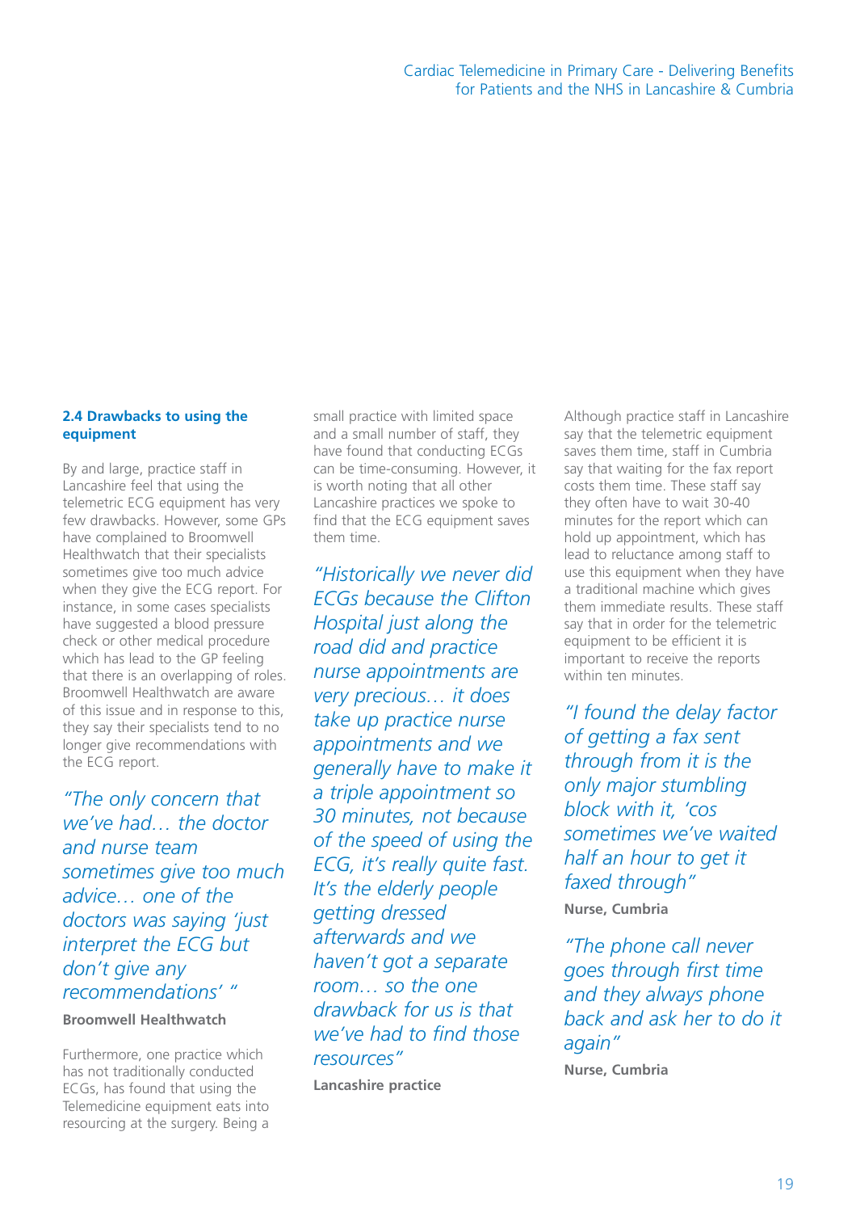## 2.4 Drawbacks to using the equipment

By and large, practice staff in Lancashire feel that using the telemetric ECG equipment has very few drawbacks. However, some GPs have complained to Broomwell Healthwatch that their specialists sometimes give too much advice when they give the ECG report. For instance, in some cases specialists have suggested a blood pressure check or other medical procedure which has lead to the GP feeling that there is an overlapping of roles. Broomwell Healthwatch are aware of this issue and in response to this, they say their specialists tend to no longer give recommendations with the ECG report.

*"The only concern that we've had… the doctor and nurse team sometimes give too much advice… one of the doctors was saying 'just interpret the ECG but don't give any recommendations' "*

**Broomwell Healthwatch**

Furthermore, one practice which has not traditionally conducted ECGs, has found that using the Telemedicine equipment eats into resourcing at the surgery. Being a small practice with limited space and a small number of staff, they have found that conducting ECGs can be time-consuming. However, it is worth noting that all other Lancashire practices we spoke to find that the ECG equipment saves them time.

*"Historically we never did ECGs because the Clifton Hospital just along the road did and practice nurse appointments are very precious… it does take up practice nurse appointments and we generally have to make it a triple appointment so 30 minutes, not because of the speed of using the ECG, it's really quite fast. It's the elderly people getting dressed afterwards and we haven't got a separate room… so the one drawback for us is that we've had to find those resources"*

**Lancashire practice**

Although practice staff in Lancashire say that the telemetric equipment saves them time, staff in Cumbria say that waiting for the fax report costs them time. These staff say they often have to wait 30-40 minutes for the report which can hold up appointment, which has lead to reluctance among staff to use this equipment when they have a traditional machine which gives them immediate results. These staff say that in order for the telemetric equipment to be efficient it is important to receive the reports within ten minutes.

*"I found the delay factor of getting a fax sent through from it is the only major stumbling block with it, 'cos sometimes we've waited half an hour to get it faxed through"*

**Nurse, Cumbria**

*"The phone call never goes through first time and they always phone back and ask her to do it again"*

**Nurse, Cumbria**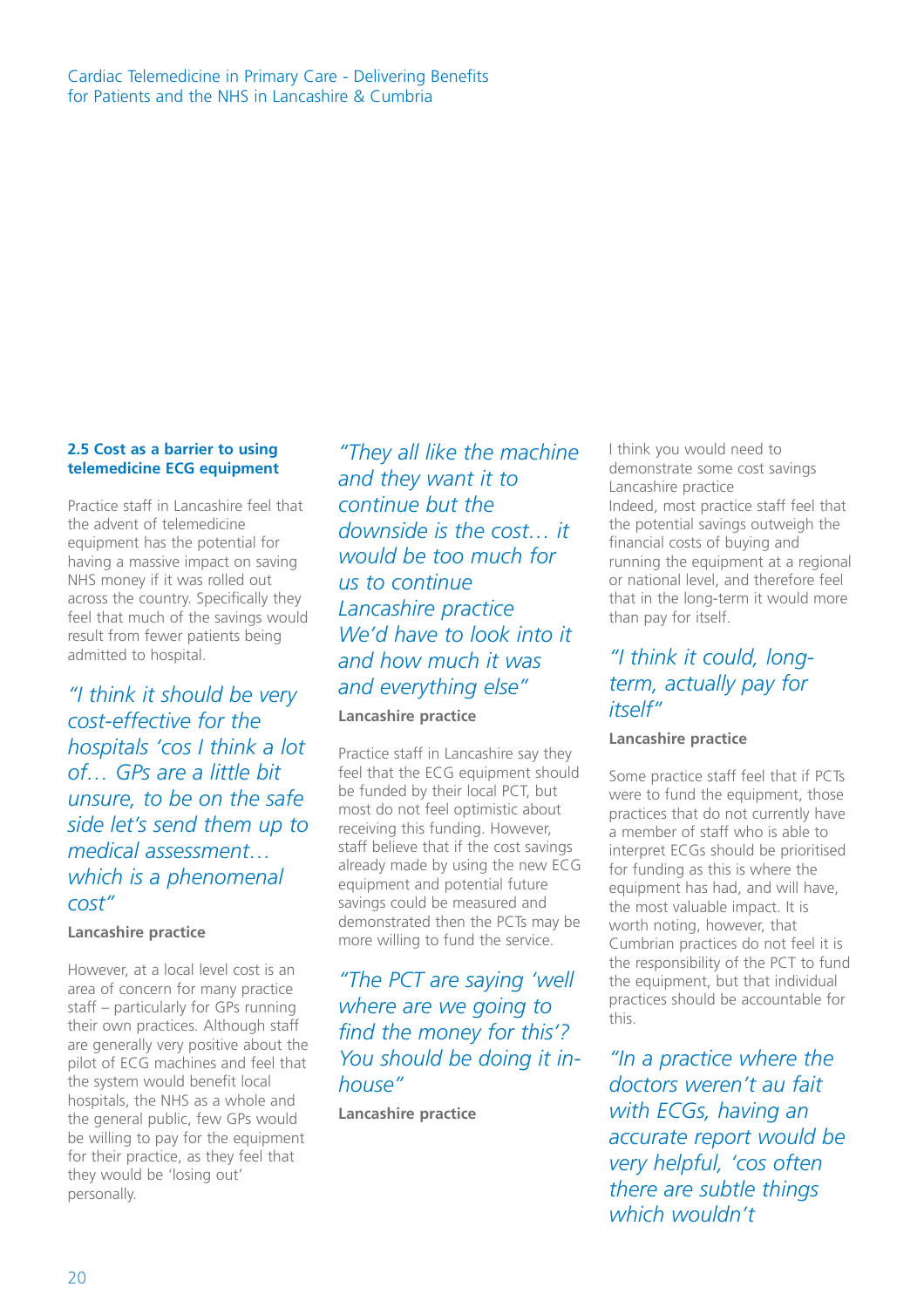## 2.5 Cost as a barrier to using telemedicine ECG equipment

Practice staff in Lancashire feel that the advent of telemedicine equipment has the potential for having a massive impact on saving NHS money if it was rolled out across the country. Specifically they feel that much of the savings would result from fewer patients being admitted to hospital.

*"I think it should be very cost-effective for the hospitals 'cos I think a lot of… GPs are a little bit unsure, to be on the safe side let's send them up to medical assessment… which is a phenomenal cost"*

**Lancashire practice**

However, at a local level cost is an area of concern for many practice staff – particularly for GPs running their own practices. Although staff are generally very positive about the pilot of ECG machines and feel that the system would benefit local hospitals, the NHS as a whole and the general public, few GPs would be willing to pay for the equipment for their practice, as they feel that they would be 'losing out' personally.

*"They all like the machine and they want it to continue but the downside is the cost… it would be too much for us to continue*
*Lancashire practice*
*We'd have to look into it and how much it was and everything else"*

**Lancashire practice**

Practice staff in Lancashire say they feel that the ECG equipment should be funded by their local PCT, but most do not feel optimistic about receiving this funding. However, staff believe that if the cost savings already made by using the new ECG equipment and potential future savings could be measured and demonstrated then the PCTs may be more willing to fund the service.

*"The PCT are saying 'well where are we going to find the money for this'? You should be doing it in-house"*

**Lancashire practice**

I think you would need to demonstrate some cost savings
Lancashire practice
Indeed, most practice staff feel that the potential savings outweigh the financial costs of buying and running the equipment at a regional or national level, and therefore feel that in the long-term it would more than pay for itself.

*"I think it could, long-term, actually pay for itself"*

**Lancashire practice**

Some practice staff feel that if PCTs were to fund the equipment, those practices that do not currently have a member of staff who is able to interpret ECGs should be prioritised for funding as this is where the equipment has had, and will have, the most valuable impact. It is worth noting, however, that Cumbrian practices do not feel it is the responsibility of the PCT to fund the equipment, but that individual practices should be accountable for this.

*"In a practice where the doctors weren't au fait with ECGs, having an accurate report would be very helpful, 'cos often there are subtle things which wouldn't*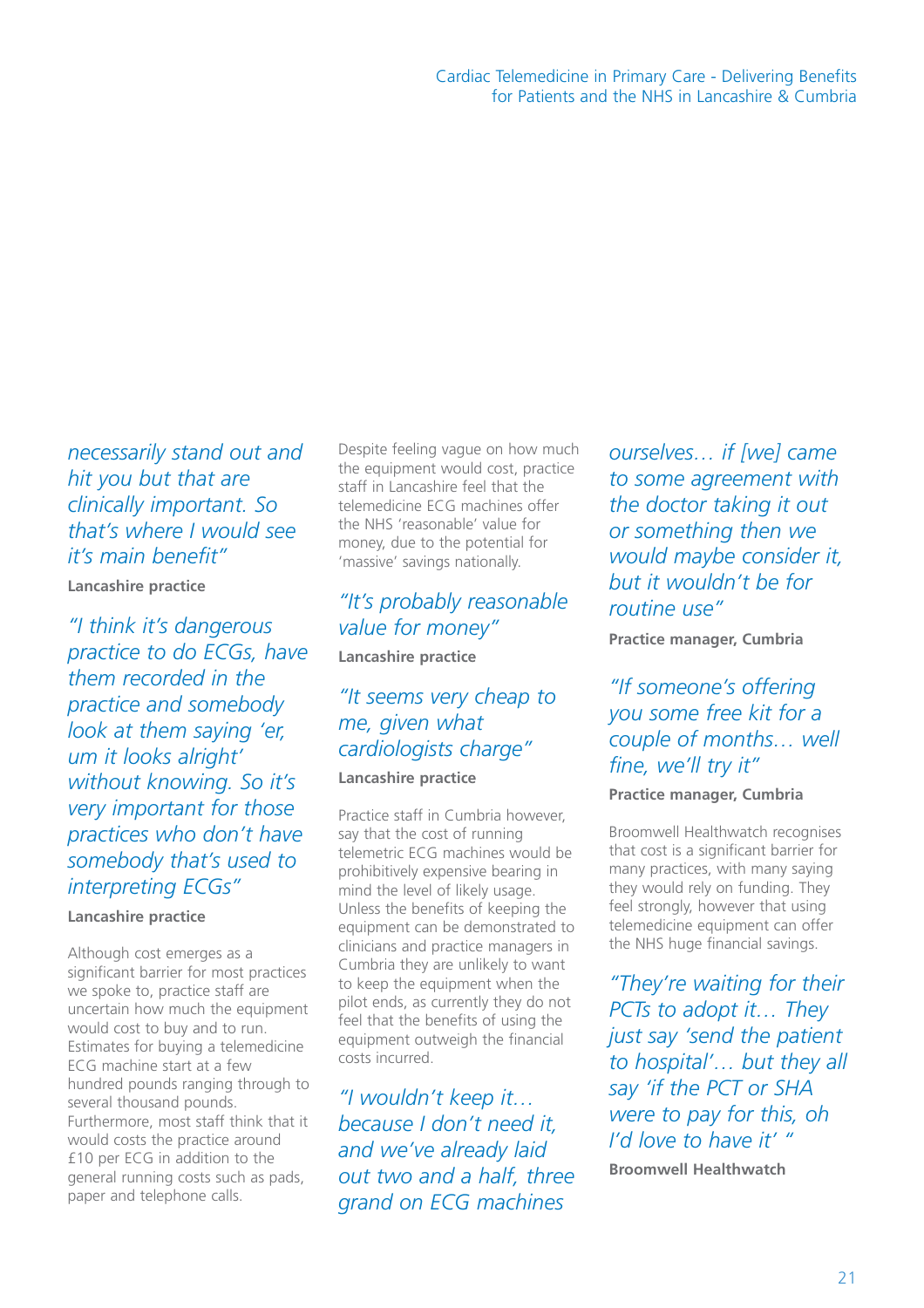*necessarily stand out and hit you but that are clinically important. So that's where I would see it's main benefit"*

**Lancashire practice**

*"I think it's dangerous practice to do ECGs, have them recorded in the practice and somebody look at them saying 'er, um it looks alright' without knowing. So it's very important for those practices who don't have somebody that's used to interpreting ECGs"*

**Lancashire practice**

Although cost emerges as a significant barrier for most practices we spoke to, practice staff are uncertain how much the equipment would cost to buy and to run. Estimates for buying a telemedicine ECG machine start at a few hundred pounds ranging through to several thousand pounds. Furthermore, most staff think that it would costs the practice around £10 per ECG in addition to the general running costs such as pads, paper and telephone calls.

Despite feeling vague on how much the equipment would cost, practice staff in Lancashire feel that the telemedicine ECG machines offer the NHS 'reasonable' value for money, due to the potential for 'massive' savings nationally.

*"It's probably reasonable value for money"*

**Lancashire practice**

*"It seems very cheap to me, given what cardiologists charge"*

**Lancashire practice**

Practice staff in Cumbria however, say that the cost of running telemetric ECG machines would be prohibitively expensive bearing in mind the level of likely usage. Unless the benefits of keeping the equipment can be demonstrated to clinicians and practice managers in Cumbria they are unlikely to want to keep the equipment when the pilot ends, as currently they do not feel that the benefits of using the equipment outweigh the financial costs incurred.

*"I wouldn't keep it… because I don't need it, and we've already laid out two and a half, three grand on ECG machines ourselves… if [we] came to some agreement with the doctor taking it out or something then we would maybe consider it, but it wouldn't be for routine use"*

**Practice manager, Cumbria**

*"If someone's offering you some free kit for a couple of months… well fine, we'll try it"*

**Practice manager, Cumbria**

Broomwell Healthwatch recognises that cost is a significant barrier for many practices, with many saying they would rely on funding. They feel strongly, however that using telemedicine equipment can offer the NHS huge financial savings.

*"They're waiting for their PCTs to adopt it… They just say 'send the patient to hospital'… but they all say 'if the PCT or SHA were to pay for this, oh I'd love to have it' "*

**Broomwell Healthwatch**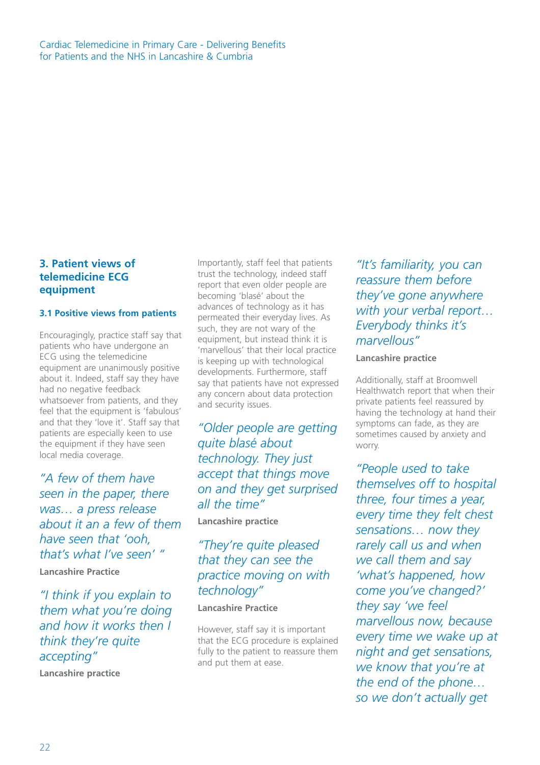## 3. Patient views of telemedicine ECG equipment

### 3.1 Positive views from patients

Encouragingly, practice staff say that patients who have undergone an ECG using the telemedicine equipment are unanimously positive about it. Indeed, staff say they have had no negative feedback whatsoever from patients, and they feel that the equipment is 'fabulous' and that they 'love it'. Staff say that patients are especially keen to use the equipment if they have seen local media coverage.

*"A few of them have seen in the paper, there was… a press release about it an a few of them have seen that 'ooh, that's what I've seen' "*

**Lancashire Practice**

*"I think if you explain to them what you're doing and how it works then I think they're quite accepting"*

**Lancashire practice**

Importantly, staff feel that patients trust the technology, indeed staff report that even older people are becoming 'blasé' about the advances of technology as it has permeated their everyday lives. As such, they are not wary of the equipment, but instead think it is 'marvellous' that their local practice is keeping up with technological developments. Furthermore, staff say that patients have not expressed any concern about data protection and security issues.

*"Older people are getting quite blasé about technology. They just accept that things move on and they get surprised all the time"*

**Lancashire practice**

*"They're quite pleased that they can see the practice moving on with technology"*

**Lancashire Practice**

However, staff say it is important that the ECG procedure is explained fully to the patient to reassure them and put them at ease.

*"It's familiarity, you can reassure them before they've gone anywhere with your verbal report… Everybody thinks it's marvellous"*

**Lancashire practice**

Additionally, staff at Broomwell Healthwatch report that when their private patients feel reassured by having the technology at hand their symptoms can fade, as they are sometimes caused by anxiety and worry.

*"People used to take themselves off to hospital three, four times a year, every time they felt chest sensations… now they rarely call us and when we call them and say 'what's happened, how come you've changed?' they say 'we feel marvellous now, because every time we wake up at night and get sensations, we know that you're at the end of the phone… so we don't actually get*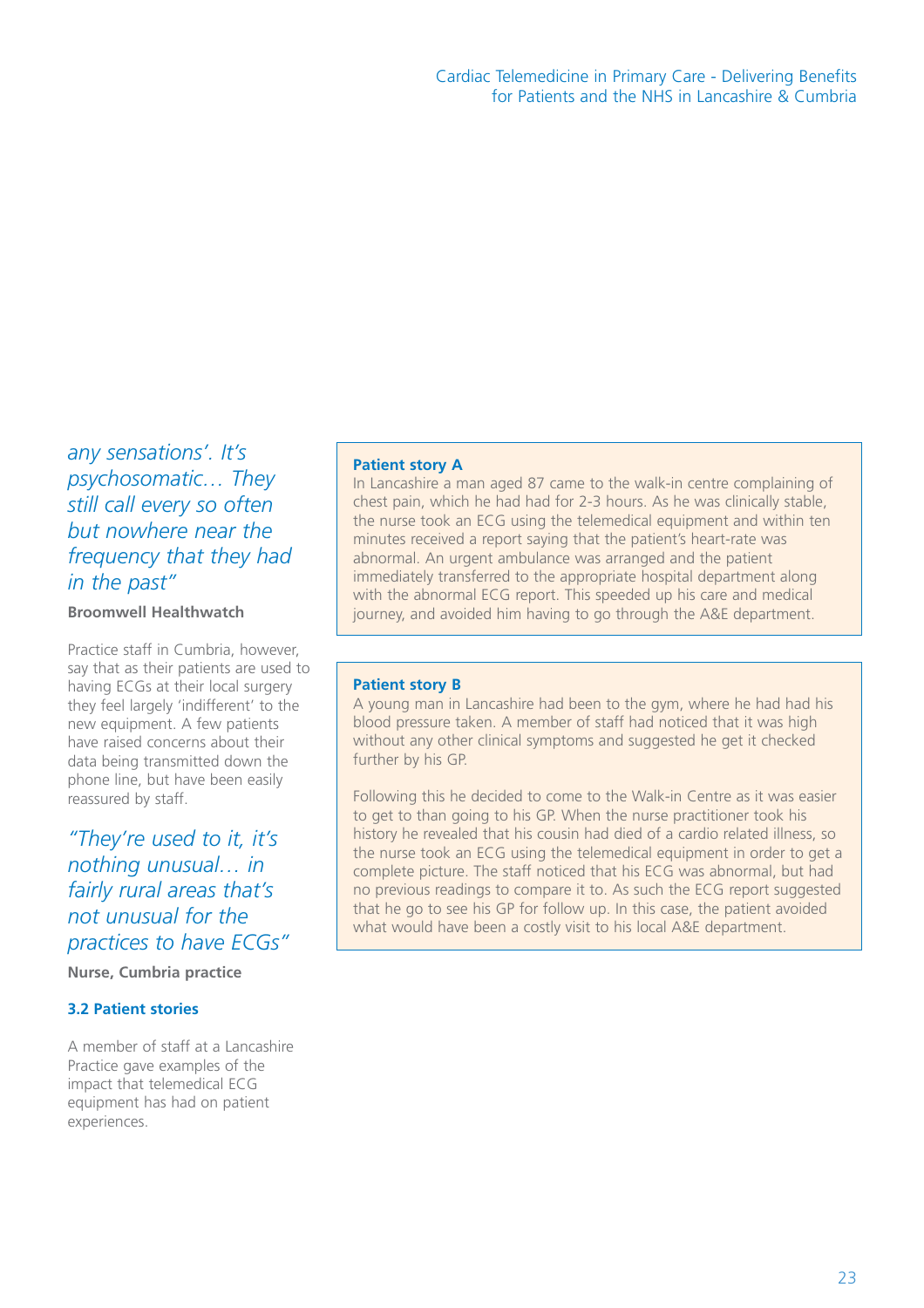*any sensations'. It's psychosomatic… They still call every so often but nowhere near the frequency that they had in the past"*

**Broomwell Healthwatch**

Practice staff in Cumbria, however, say that as their patients are used to having ECGs at their local surgery they feel largely 'indifferent' to the new equipment. A few patients have raised concerns about their data being transmitted down the phone line, but have been easily reassured by staff.

*"They're used to it, it's nothing unusual… in fairly rural areas that's not unusual for the practices to have ECGs"*

**Nurse, Cumbria practice**

### 3.2 Patient stories

A member of staff at a Lancashire Practice gave examples of the impact that telemedical ECG equipment has had on patient experiences.

**Patient story A**

In Lancashire a man aged 87 came to the walk-in centre complaining of chest pain, which he had had for 2-3 hours. As he was clinically stable, the nurse took an ECG using the telemedical equipment and within ten minutes received a report saying that the patient's heart-rate was abnormal. An urgent ambulance was arranged and the patient immediately transferred to the appropriate hospital department along with the abnormal ECG report. This speeded up his care and medical journey, and avoided him having to go through the A&E department.

**Patient story B**

A young man in Lancashire had been to the gym, where he had had his blood pressure taken. A member of staff had noticed that it was high without any other clinical symptoms and suggested he get it checked further by his GP.

Following this he decided to come to the Walk-in Centre as it was easier to get to than going to his GP. When the nurse practitioner took his history he revealed that his cousin had died of a cardio related illness, so the nurse took an ECG using the telemedical equipment in order to get a complete picture. The staff noticed that his ECG was abnormal, but had no previous readings to compare it to. As such the ECG report suggested that he go to see his GP for follow up. In this case, the patient avoided what would have been a costly visit to his local A&E department.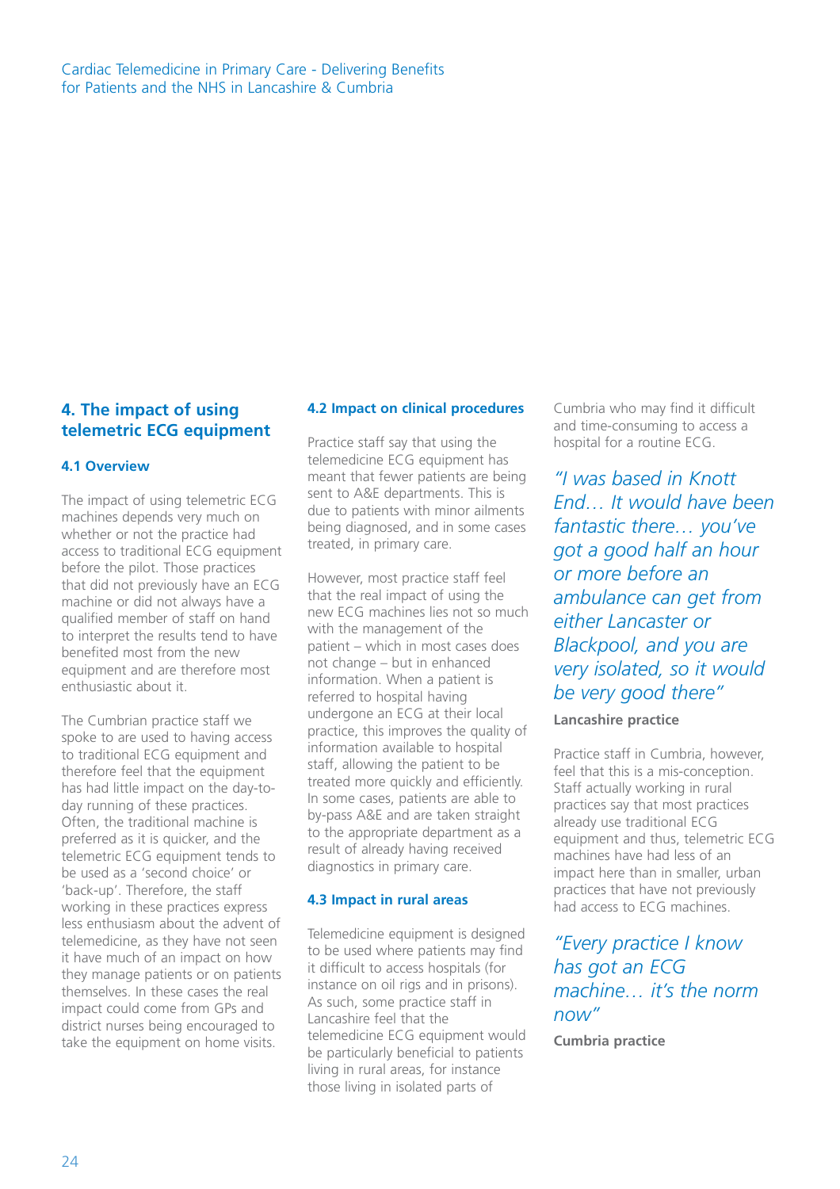## 4. The impact of using telemetric ECG equipment

### 4.1 Overview

The impact of using telemetric ECG machines depends very much on whether or not the practice had access to traditional ECG equipment before the pilot. Those practices that did not previously have an ECG machine or did not always have a qualified member of staff on hand to interpret the results tend to have benefited most from the new equipment and are therefore most enthusiastic about it.

The Cumbrian practice staff we spoke to are used to having access to traditional ECG equipment and therefore feel that the equipment has had little impact on the day-to-day running of these practices. Often, the traditional machine is preferred as it is quicker, and the telemetric ECG equipment tends to be used as a 'second choice' or 'back-up'. Therefore, the staff working in these practices express less enthusiasm about the advent of telemedicine, as they have not seen it have much of an impact on how they manage patients or on patients themselves. In these cases the real impact could come from GPs and district nurses being encouraged to take the equipment on home visits.

### 4.2 Impact on clinical procedures

Practice staff say that using the telemedicine ECG equipment has meant that fewer patients are being sent to A&E departments. This is due to patients with minor ailments being diagnosed, and in some cases treated, in primary care.

However, most practice staff feel that the real impact of using the new ECG machines lies not so much with the management of the patient – which in most cases does not change – but in enhanced information. When a patient is referred to hospital having undergone an ECG at their local practice, this improves the quality of information available to hospital staff, allowing the patient to be treated more quickly and efficiently. In some cases, patients are able to by-pass A&E and are taken straight to the appropriate department as a result of already having received diagnostics in primary care.

### 4.3 Impact in rural areas

Telemedicine equipment is designed to be used where patients may find it difficult to access hospitals (for instance on oil rigs and in prisons). As such, some practice staff in Lancashire feel that the telemedicine ECG equipment would be particularly beneficial to patients living in rural areas, for instance those living in isolated parts of Cumbria who may find it difficult and time-consuming to access a hospital for a routine ECG.

> *"I was based in Knott End… It would have been fantastic there… you've got a good half an hour or more before an ambulance can get from either Lancaster or Blackpool, and you are very isolated, so it would be very good there"*
>
> **Lancashire practice**

Practice staff in Cumbria, however, feel that this is a mis-conception. Staff actually working in rural practices say that most practices already use traditional ECG equipment and thus, telemetric ECG machines have had less of an impact here than in smaller, urban practices that have not previously had access to ECG machines.

> *"Every practice I know has got an ECG machine… it's the norm now"*
>
> **Cumbria practice**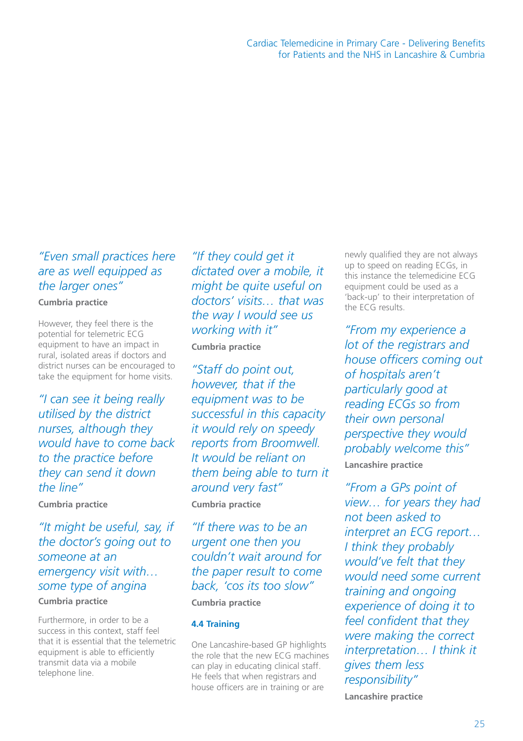*"Even small practices here are as well equipped as the larger ones"*

**Cumbria practice**

However, they feel there is the potential for telemetric ECG equipment to have an impact in rural, isolated areas if doctors and district nurses can be encouraged to take the equipment for home visits.

*"I can see it being really utilised by the district nurses, although they would have to come back to the practice before they can send it down the line"*

**Cumbria practice**

*"It might be useful, say, if the doctor's going out to someone at an emergency visit with… some type of angina*

**Cumbria practice**

Furthermore, in order to be a success in this context, staff feel that it is essential that the telemetric equipment is able to efficiently transmit data via a mobile telephone line.

*"If they could get it dictated over a mobile, it might be quite useful on doctors' visits… that was the way I would see us working with it"*

**Cumbria practice**

*"Staff do point out, however, that if the equipment was to be successful in this capacity it would rely on speedy reports from Broomwell. It would be reliant on them being able to turn it around very fast"*

**Cumbria practice**

*"If there was to be an urgent one then you couldn't wait around for the paper result to come back, 'cos its too slow"*

**Cumbria practice**

### 4.4 Training

One Lancashire-based GP highlights the role that the new ECG machines can play in educating clinical staff. He feels that when registrars and house officers are in training or are newly qualified they are not always up to speed on reading ECGs, in this instance the telemedicine ECG equipment could be used as a 'back-up' to their interpretation of the ECG results.

*"From my experience a lot of the registrars and house officers coming out of hospitals aren't particularly good at reading ECGs so from their own personal perspective they would probably welcome this"*

**Lancashire practice**

*"From a GPs point of view… for years they had not been asked to interpret an ECG report… I think they probably would've felt that they would need some current training and ongoing experience of doing it to feel confident that they were making the correct interpretation… I think it gives them less responsibility"*

**Lancashire practice**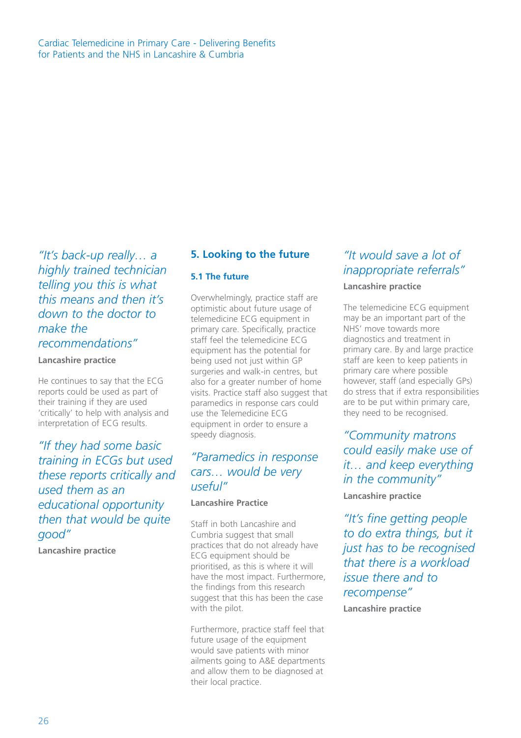*"It's back-up really… a highly trained technician telling you this is what this means and then it's down to the doctor to make the recommendations"*

**Lancashire practice**

He continues to say that the ECG reports could be used as part of their training if they are used 'critically' to help with analysis and interpretation of ECG results.

*"If they had some basic training in ECGs but used these reports critically and used them as an educational opportunity then that would be quite good"*

**Lancashire practice**

## 5. Looking to the future

### 5.1 The future

Overwhelmingly, practice staff are optimistic about future usage of telemedicine ECG equipment in primary care. Specifically, practice staff feel the telemedicine ECG equipment has the potential for being used not just within GP surgeries and walk-in centres, but also for a greater number of home visits. Practice staff also suggest that paramedics in response cars could use the Telemedicine ECG equipment in order to ensure a speedy diagnosis.

*"Paramedics in response cars… would be very useful"*

**Lancashire Practice**

Staff in both Lancashire and Cumbria suggest that small practices that do not already have ECG equipment should be prioritised, as this is where it will have the most impact. Furthermore, the findings from this research suggest that this has been the case with the pilot.

Furthermore, practice staff feel that future usage of the equipment would save patients with minor ailments going to A&E departments and allow them to be diagnosed at their local practice.

*"It would save a lot of inappropriate referrals"*

**Lancashire practice**

The telemedicine ECG equipment may be an important part of the NHS' move towards more diagnostics and treatment in primary care. By and large practice staff are keen to keep patients in primary care where possible however, staff (and especially GPs) do stress that if extra responsibilities are to be put within primary care, they need to be recognised.

*"Community matrons could easily make use of it… and keep everything in the community"*

**Lancashire practice**

*"It's fine getting people to do extra things, but it just has to be recognised that there is a workload issue there and to recompense"*

**Lancashire practice**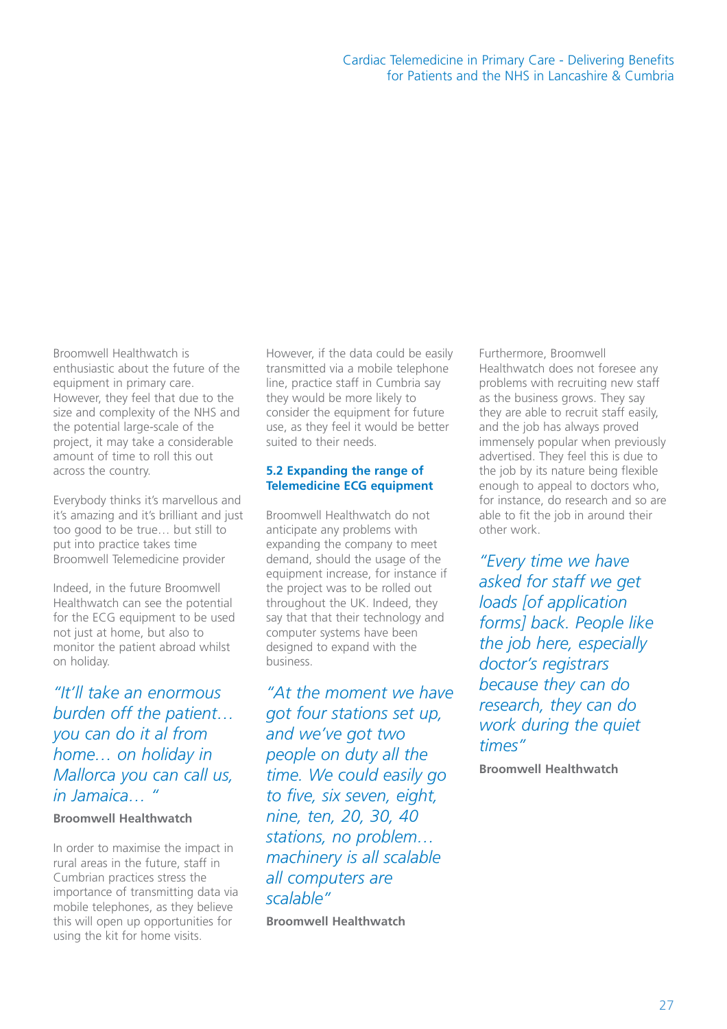Broomwell Healthwatch is enthusiastic about the future of the equipment in primary care. However, they feel that due to the size and complexity of the NHS and the potential large-scale of the project, it may take a considerable amount of time to roll this out across the country.

Everybody thinks it's marvellous and it's amazing and it's brilliant and just too good to be true… but still to put into practice takes time
Broomwell Telemedicine provider

Indeed, in the future Broomwell Healthwatch can see the potential for the ECG equipment to be used not just at home, but also to monitor the patient abroad whilst on holiday.

*"It'll take an enormous burden off the patient… you can do it al from home… on holiday in Mallorca you can call us, in Jamaica… "*

**Broomwell Healthwatch**

In order to maximise the impact in rural areas in the future, staff in Cumbrian practices stress the importance of transmitting data via mobile telephones, as they believe this will open up opportunities for using the kit for home visits.

However, if the data could be easily transmitted via a mobile telephone line, practice staff in Cumbria say they would be more likely to consider the equipment for future use, as they feel it would be better suited to their needs.

### 5.2 Expanding the range of Telemedicine ECG equipment

Broomwell Healthwatch do not anticipate any problems with expanding the company to meet demand, should the usage of the equipment increase, for instance if the project was to be rolled out throughout the UK. Indeed, they say that that their technology and computer systems have been designed to expand with the business.

*"At the moment we have got four stations set up, and we've got two people on duty all the time. We could easily go to five, six seven, eight, nine, ten, 20, 30, 40 stations, no problem… machinery is all scalable all computers are scalable"*

**Broomwell Healthwatch**

Furthermore, Broomwell Healthwatch does not foresee any problems with recruiting new staff as the business grows. They say they are able to recruit staff easily, and the job has always proved immensely popular when previously advertised. They feel this is due to the job by its nature being flexible enough to appeal to doctors who, for instance, do research and so are able to fit the job in around their other work.

*"Every time we have asked for staff we get loads [of application forms] back. People like the job here, especially doctor's registrars because they can do research, they can do work during the quiet times"*

**Broomwell Healthwatch**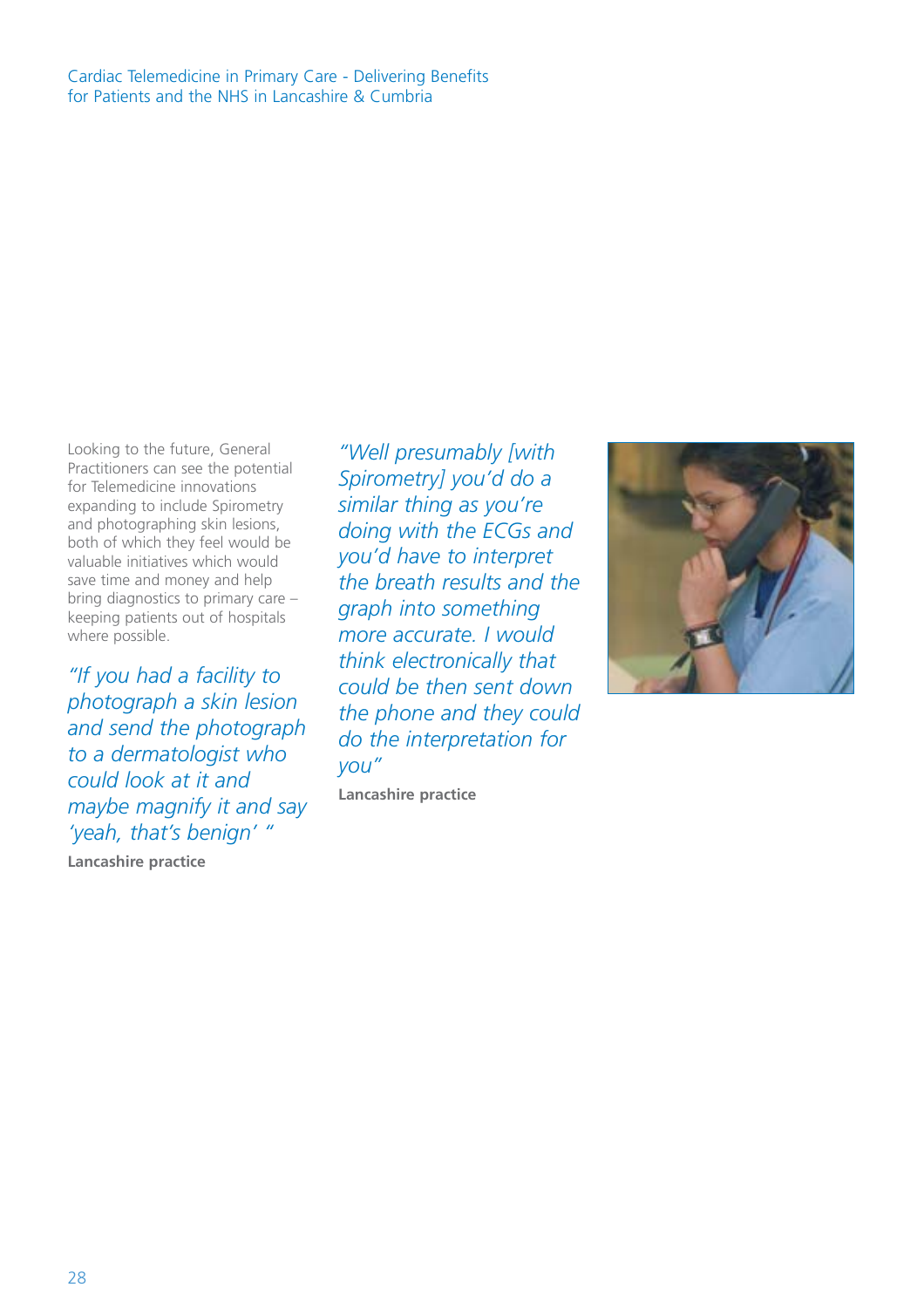Looking to the future, General Practitioners can see the potential for Telemedicine innovations expanding to include Spirometry and photographing skin lesions, both of which they feel would be valuable initiatives which would save time and money and help bring diagnostics to primary care – keeping patients out of hospitals where possible.

*"If you had a facility to photograph a skin lesion and send the photograph to a dermatologist who could look at it and maybe magnify it and say 'yeah, that's benign' "*

**Lancashire practice**

*"Well presumably [with Spirometry] you'd do a similar thing as you're doing with the ECGs and you'd have to interpret the breath results and the graph into something more accurate. I would think electronically that could be then sent down the phone and they could do the interpretation for you"*

**Lancashire practice**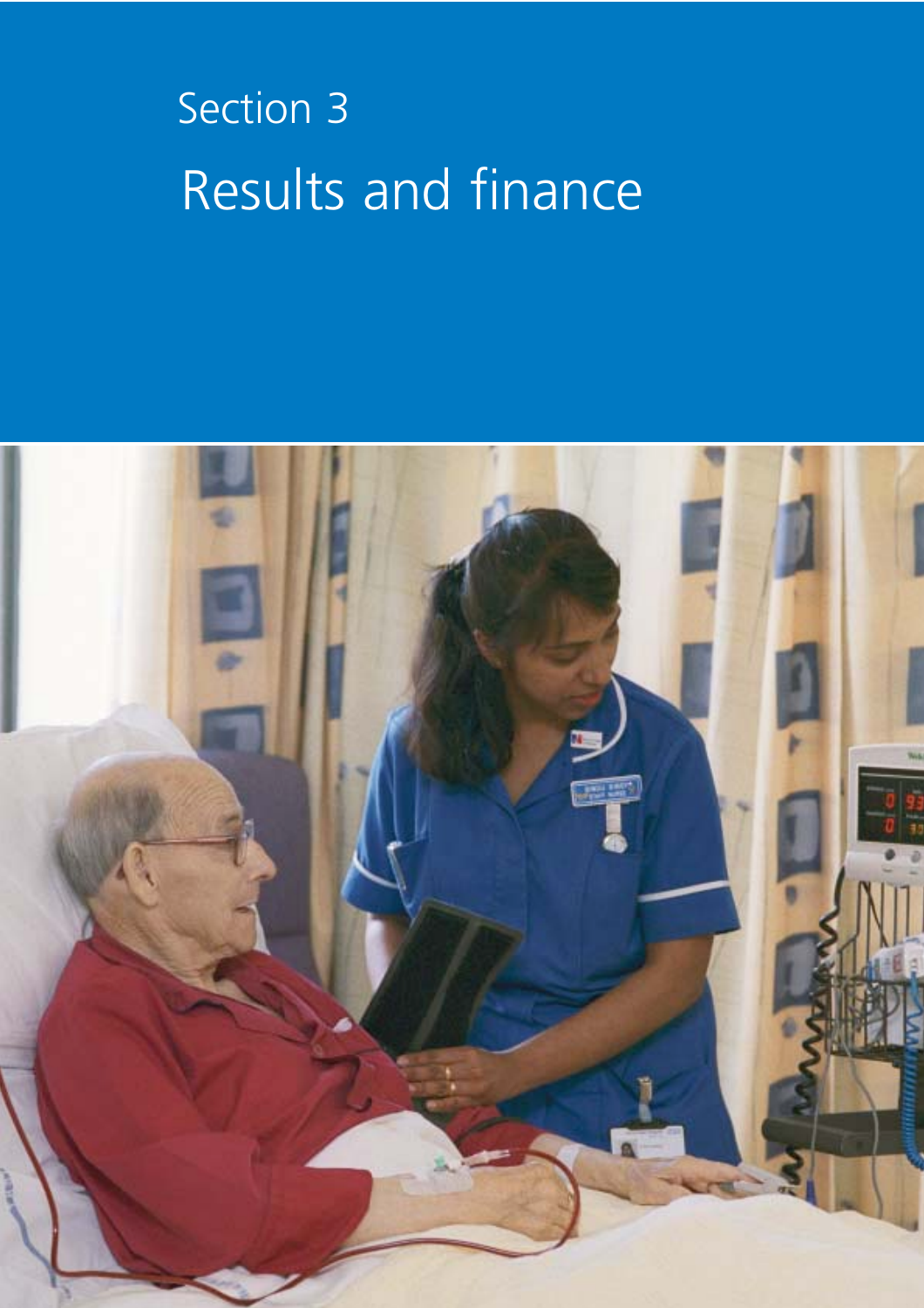# Section 3

# Results and finance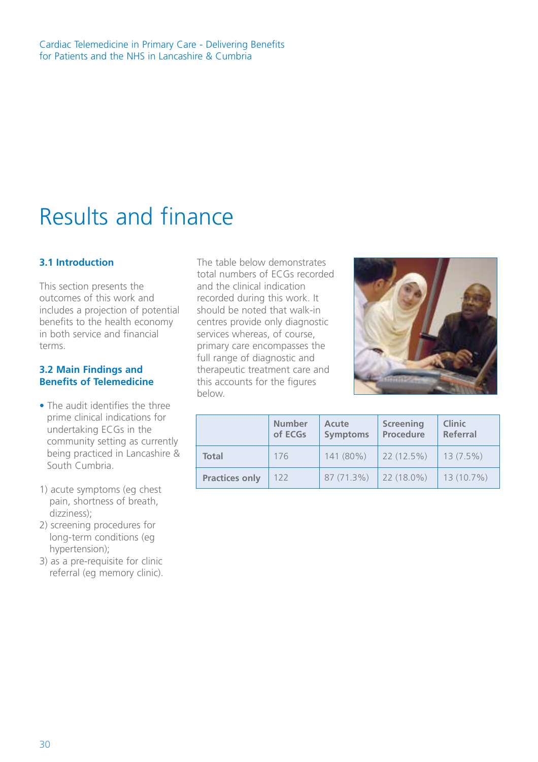# Results and finance

### 3.1 Introduction

This section presents the outcomes of this work and includes a projection of potential benefits to the health economy in both service and financial terms.

### 3.2 Main Findings and Benefits of Telemedicine

- The audit identifies the three prime clinical indications for undertaking ECGs in the community setting as currently being practiced in Lancashire & South Cumbria.

1) acute symptoms (eg chest pain, shortness of breath, dizziness);
2) screening procedures for long-term conditions (eg hypertension);
3) as a pre-requisite for clinic referral (eg memory clinic).

The table below demonstrates total numbers of ECGs recorded and the clinical indication recorded during this work. It should be noted that walk-in centres provide only diagnostic services whereas, of course, primary care encompasses the full range of diagnostic and therapeutic treatment care and this accounts for the figures below.

| | Number of ECGs | Acute Symptoms | Screening Procedure | Clinic Referral |
|---|---|---|---|---|
| **Total** | 176 | 141 (80%) | 22 (12.5%) | 13 (7.5%) |
| **Practices only** | 122 | 87 (71.3%) | 22 (18.0%) | 13 (10.7%) |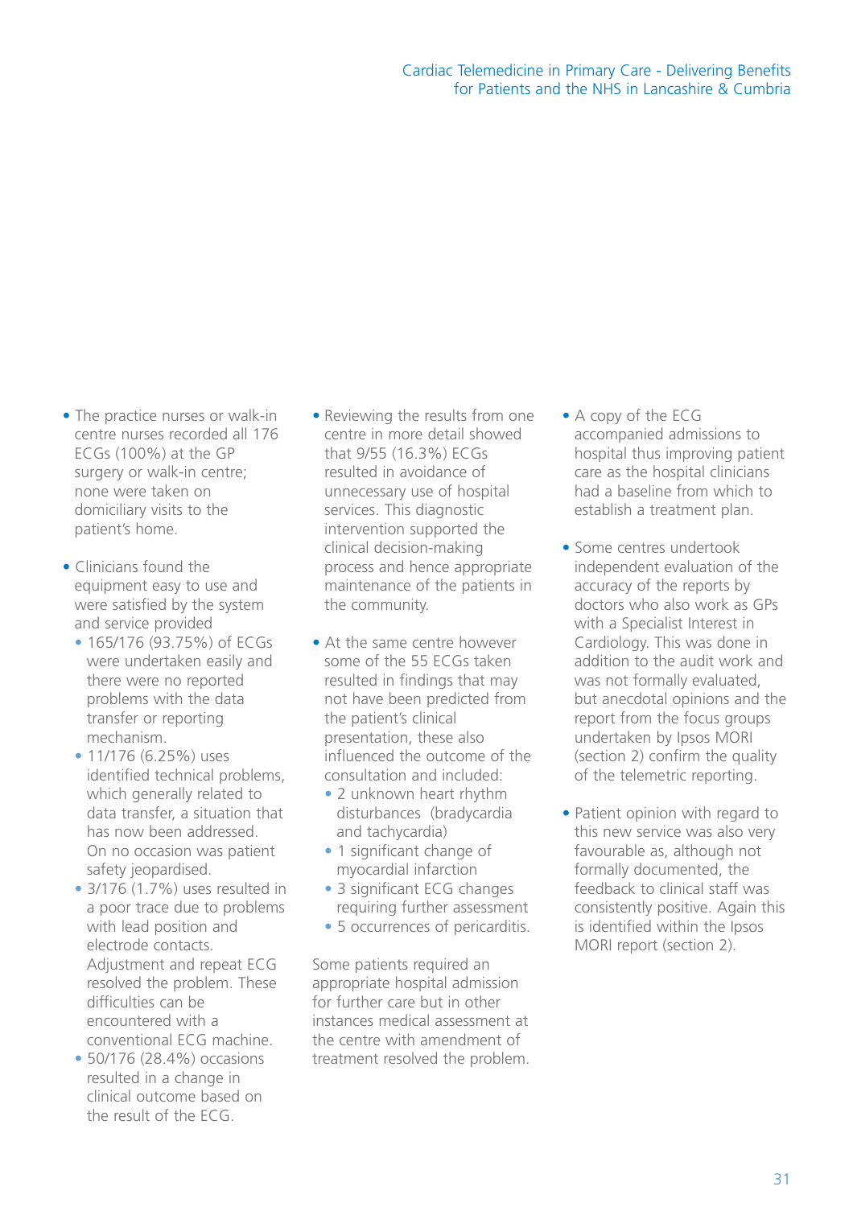- The practice nurses or walk-in centre nurses recorded all 176 ECGs (100%) at the GP surgery or walk-in centre; none were taken on domiciliary visits to the patient's home.

- Clinicians found the equipment easy to use and were satisfied by the system and service provided
  - 165/176 (93.75%) of ECGs were undertaken easily and there were no reported problems with the data transfer or reporting mechanism.
  - 11/176 (6.25%) uses identified technical problems, which generally related to data transfer, a situation that has now been addressed. On no occasion was patient safety jeopardised.
  - 3/176 (1.7%) uses resulted in a poor trace due to problems with lead position and electrode contacts. Adjustment and repeat ECG resolved the problem. These difficulties can be encountered with a conventional ECG machine.
  - 50/176 (28.4%) occasions resulted in a change in clinical outcome based on the result of the ECG.

- Reviewing the results from one centre in more detail showed that 9/55 (16.3%) ECGs resulted in avoidance of unnecessary use of hospital services. This diagnostic intervention supported the clinical decision-making process and hence appropriate maintenance of the patients in the community.

- At the same centre however some of the 55 ECGs taken resulted in findings that may not have been predicted from the patient's clinical presentation, these also influenced the outcome of the consultation and included:
  - 2 unknown heart rhythm disturbances (bradycardia and tachycardia)
  - 1 significant change of myocardial infarction
  - 3 significant ECG changes requiring further assessment
  - 5 occurrences of pericarditis.

Some patients required an appropriate hospital admission for further care but in other instances medical assessment at the centre with amendment of treatment resolved the problem.

- A copy of the ECG accompanied admissions to hospital thus improving patient care as the hospital clinicians had a baseline from which to establish a treatment plan.

- Some centres undertook independent evaluation of the accuracy of the reports by doctors who also work as GPs with a Specialist Interest in Cardiology. This was done in addition to the audit work and was not formally evaluated, but anecdotal opinions and the report from the focus groups undertaken by Ipsos MORI (section 2) confirm the quality of the telemetric reporting.

- Patient opinion with regard to this new service was also very favourable as, although not formally documented, the feedback to clinical staff was consistently positive. Again this is identified within the Ipsos MORI report (section 2).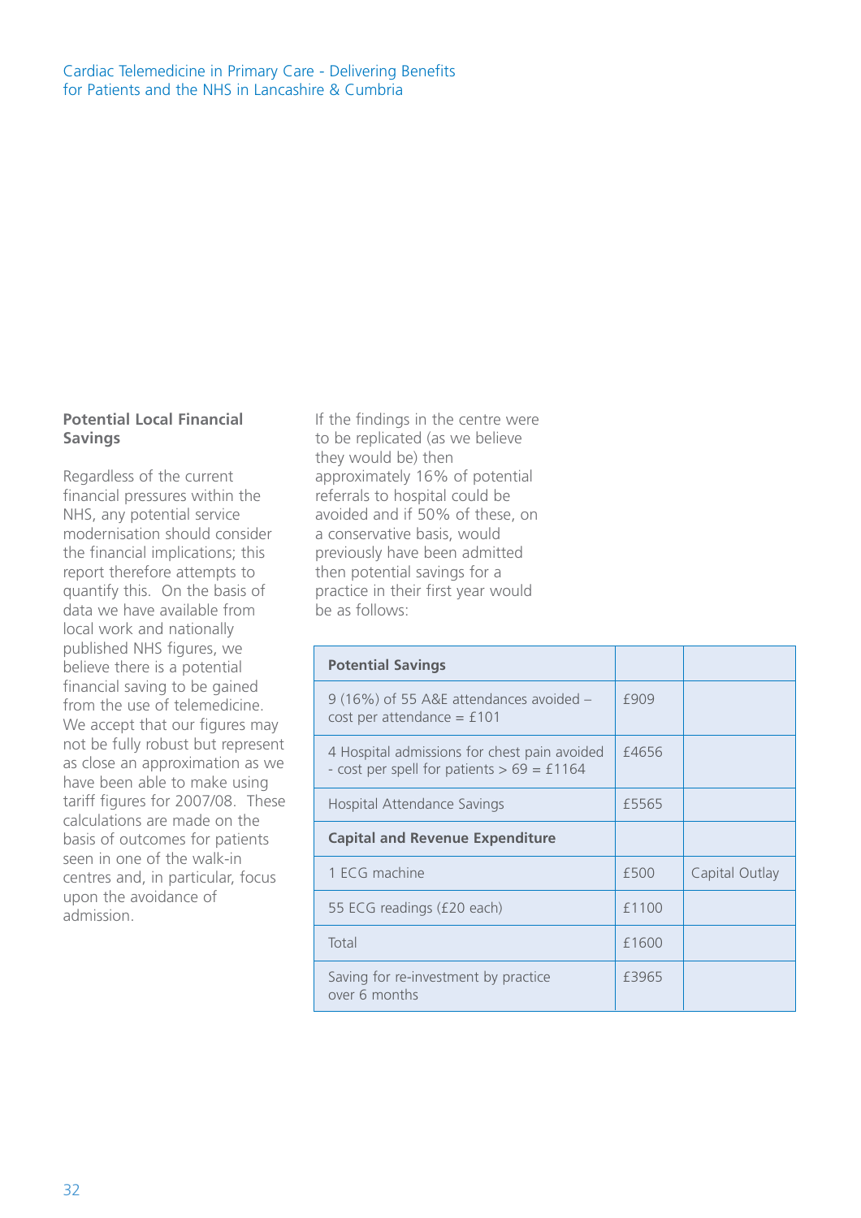## Potential Local Financial Savings

Regardless of the current financial pressures within the NHS, any potential service modernisation should consider the financial implications; this report therefore attempts to quantify this. On the basis of data we have available from local work and nationally published NHS figures, we believe there is a potential financial saving to be gained from the use of telemedicine. We accept that our figures may not be fully robust but represent as close an approximation as we have been able to make using tariff figures for 2007/08. These calculations are made on the basis of outcomes for patients seen in one of the walk-in centres and, in particular, focus upon the avoidance of admission.

If the findings in the centre were to be replicated (as we believe they would be) then approximately 16% of potential referrals to hospital could be avoided and if 50% of these, on a conservative basis, would previously have been admitted then potential savings for a practice in their first year would be as follows:

| **Potential Savings** | | |
|---|---|---|
| 9 (16%) of 55 A&E attendances avoided – cost per attendance = £101 | £909 | |
| 4 Hospital admissions for chest pain avoided - cost per spell for patients > 69 = £1164 | £4656 | |
| Hospital Attendance Savings | £5565 | |
| **Capital and Revenue Expenditure** | | |
| 1 ECG machine | £500 | Capital Outlay |
| 55 ECG readings (£20 each) | £1100 | |
| Total | £1600 | |
| Saving for re-investment by practice over 6 months | £3965 | |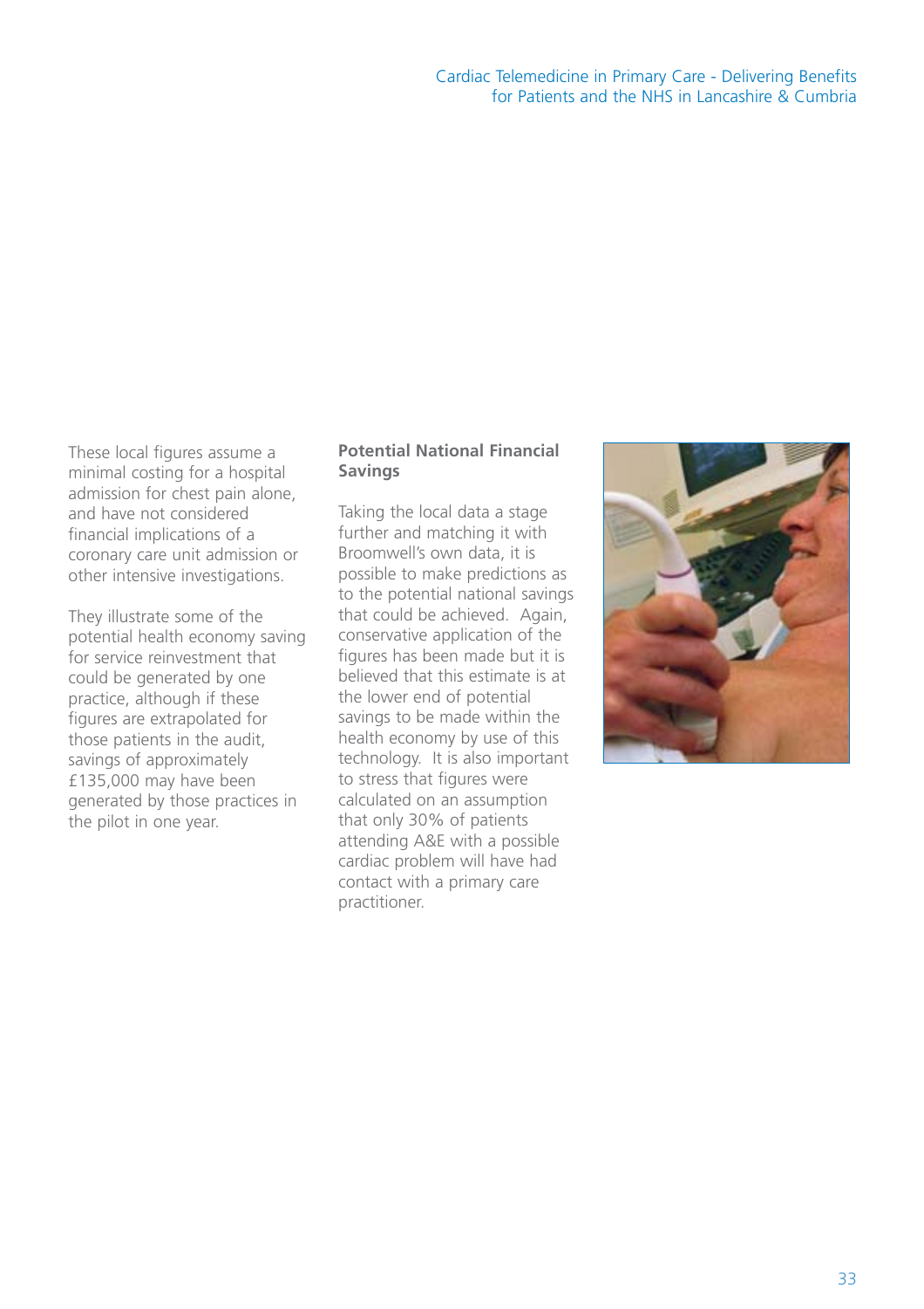These local figures assume a minimal costing for a hospital admission for chest pain alone, and have not considered financial implications of a coronary care unit admission or other intensive investigations.

They illustrate some of the potential health economy saving for service reinvestment that could be generated by one practice, although if these figures are extrapolated for those patients in the audit, savings of approximately £135,000 may have been generated by those practices in the pilot in one year.

**Potential National Financial Savings**

Taking the local data a stage further and matching it with Broomwell's own data, it is possible to make predictions as to the potential national savings that could be achieved. Again, conservative application of the figures has been made but it is believed that this estimate is at the lower end of potential savings to be made within the health economy by use of this technology. It is also important to stress that figures were calculated on an assumption that only 30% of patients attending A&E with a possible cardiac problem will have had contact with a primary care practitioner.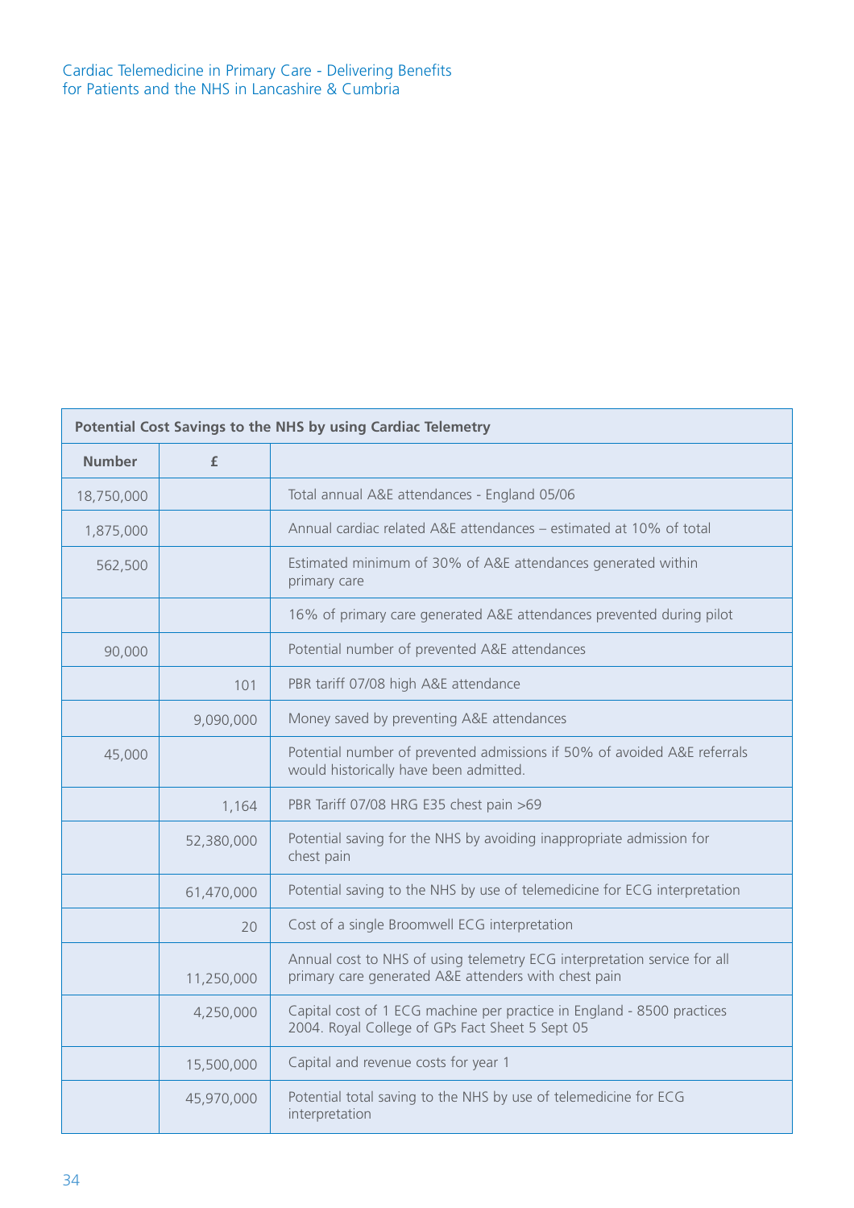| Potential Cost Savings to the NHS by using Cardiac Telemetry | | |
|---|---|---|
| **Number** | **£** | |
| 18,750,000 | | Total annual A&E attendances - England 05/06 |
| 1,875,000 | | Annual cardiac related A&E attendances – estimated at 10% of total |
| 562,500 | | Estimated minimum of 30% of A&E attendances generated within primary care |
| | | 16% of primary care generated A&E attendances prevented during pilot |
| 90,000 | | Potential number of prevented A&E attendances |
| | 101 | PBR tariff 07/08 high A&E attendance |
| | 9,090,000 | Money saved by preventing A&E attendances |
| 45,000 | | Potential number of prevented admissions if 50% of avoided A&E referrals would historically have been admitted. |
| | 1,164 | PBR Tariff 07/08 HRG E35 chest pain >69 |
| | 52,380,000 | Potential saving for the NHS by avoiding inappropriate admission for chest pain |
| | 61,470,000 | Potential saving to the NHS by use of telemedicine for ECG interpretation |
| | 20 | Cost of a single Broomwell ECG interpretation |
| | 11,250,000 | Annual cost to NHS of using telemetry ECG interpretation service for all primary care generated A&E attenders with chest pain |
| | 4,250,000 | Capital cost of 1 ECG machine per practice in England - 8500 practices 2004. Royal College of GPs Fact Sheet 5 Sept 05 |
| | 15,500,000 | Capital and revenue costs for year 1 |
| | 45,970,000 | Potential total saving to the NHS by use of telemedicine for ECG interpretation |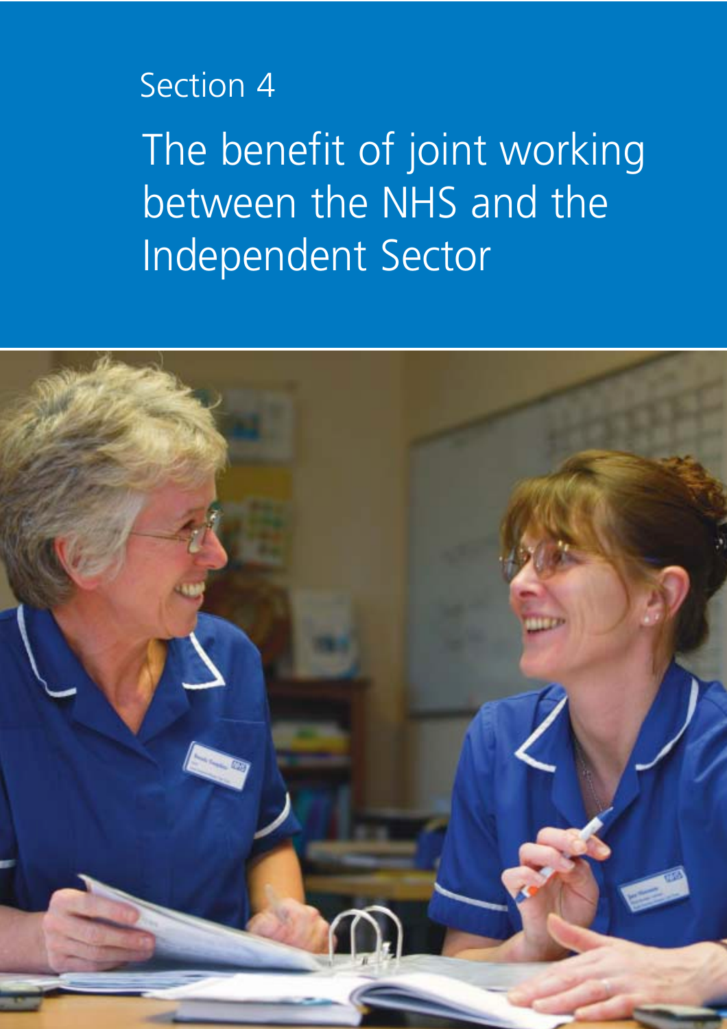Section 4

# The benefit of joint working between the NHS and the Independent Sector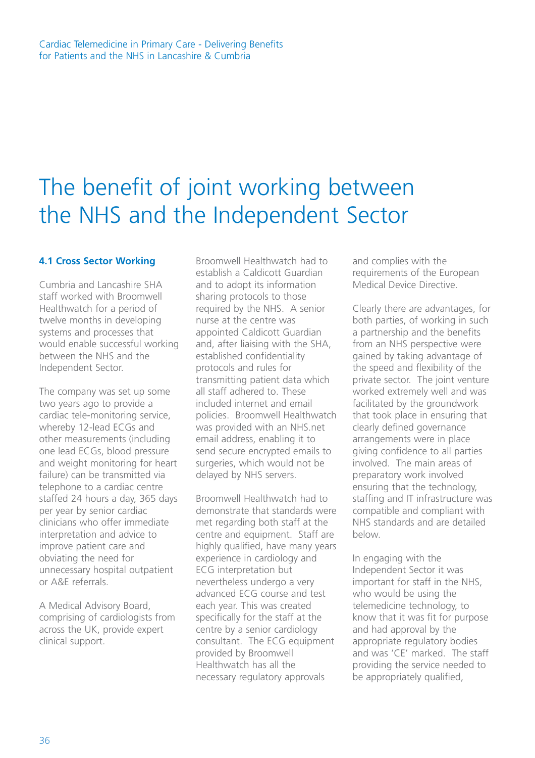# The benefit of joint working between the NHS and the Independent Sector

### 4.1 Cross Sector Working

Cumbria and Lancashire SHA staff worked with Broomwell Healthwatch for a period of twelve months in developing systems and processes that would enable successful working between the NHS and the Independent Sector.

The company was set up some two years ago to provide a cardiac tele-monitoring service, whereby 12-lead ECGs and other measurements (including one lead ECGs, blood pressure and weight monitoring for heart failure) can be transmitted via telephone to a cardiac centre staffed 24 hours a day, 365 days per year by senior cardiac clinicians who offer immediate interpretation and advice to improve patient care and obviating the need for unnecessary hospital outpatient or A&E referrals.

A Medical Advisory Board, comprising of cardiologists from across the UK, provide expert clinical support.

Broomwell Healthwatch had to establish a Caldicott Guardian and to adopt its information sharing protocols to those required by the NHS. A senior nurse at the centre was appointed Caldicott Guardian and, after liaising with the SHA, established confidentiality protocols and rules for transmitting patient data which all staff adhered to. These included internet and email policies. Broomwell Healthwatch was provided with an NHS.net email address, enabling it to send secure encrypted emails to surgeries, which would not be delayed by NHS servers.

Broomwell Healthwatch had to demonstrate that standards were met regarding both staff at the centre and equipment. Staff are highly qualified, have many years experience in cardiology and ECG interpretation but nevertheless undergo a very advanced ECG course and test each year. This was created specifically for the staff at the centre by a senior cardiology consultant. The ECG equipment provided by Broomwell Healthwatch has all the necessary regulatory approvals and complies with the requirements of the European Medical Device Directive.

Clearly there are advantages, for both parties, of working in such a partnership and the benefits from an NHS perspective were gained by taking advantage of the speed and flexibility of the private sector. The joint venture worked extremely well and was facilitated by the groundwork that took place in ensuring that clearly defined governance arrangements were in place giving confidence to all parties involved. The main areas of preparatory work involved ensuring that the technology, staffing and IT infrastructure was compatible and compliant with NHS standards and are detailed below.

In engaging with the Independent Sector it was important for staff in the NHS, who would be using the telemedicine technology, to know that it was fit for purpose and had approval by the appropriate regulatory bodies and was 'CE' marked. The staff providing the service needed to be appropriately qualified,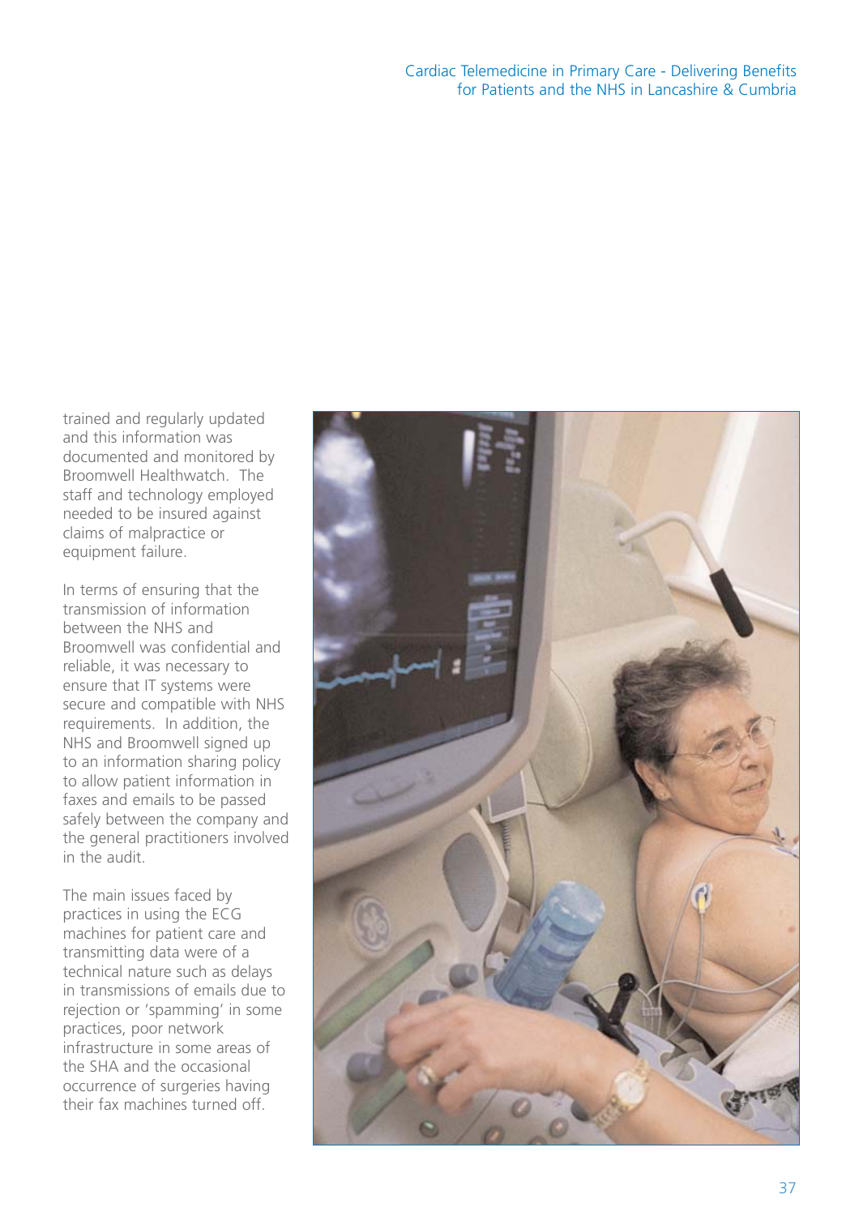trained and regularly updated and this information was documented and monitored by Broomwell Healthwatch. The staff and technology employed needed to be insured against claims of malpractice or equipment failure.

In terms of ensuring that the transmission of information between the NHS and Broomwell was confidential and reliable, it was necessary to ensure that IT systems were secure and compatible with NHS requirements. In addition, the NHS and Broomwell signed up to an information sharing policy to allow patient information in faxes and emails to be passed safely between the company and the general practitioners involved in the audit.

The main issues faced by practices in using the ECG machines for patient care and transmitting data were of a technical nature such as delays in transmissions of emails due to rejection or 'spamming' in some practices, poor network infrastructure in some areas of the SHA and the occasional occurrence of surgeries having their fax machines turned off.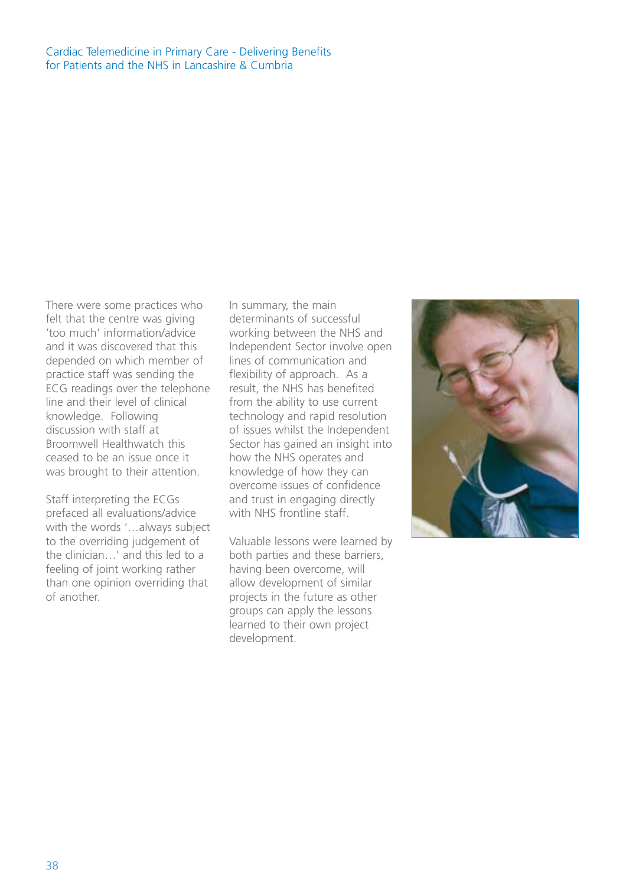There were some practices who felt that the centre was giving 'too much' information/advice and it was discovered that this depended on which member of practice staff was sending the ECG readings over the telephone line and their level of clinical knowledge. Following discussion with staff at Broomwell Healthwatch this ceased to be an issue once it was brought to their attention.

Staff interpreting the ECGs prefaced all evaluations/advice with the words '…always subject to the overriding judgement of the clinician…' and this led to a feeling of joint working rather than one opinion overriding that of another.

In summary, the main determinants of successful working between the NHS and Independent Sector involve open lines of communication and flexibility of approach. As a result, the NHS has benefited from the ability to use current technology and rapid resolution of issues whilst the Independent Sector has gained an insight into how the NHS operates and knowledge of how they can overcome issues of confidence and trust in engaging directly with NHS frontline staff.

Valuable lessons were learned by both parties and these barriers, having been overcome, will allow development of similar projects in the future as other groups can apply the lessons learned to their own project development.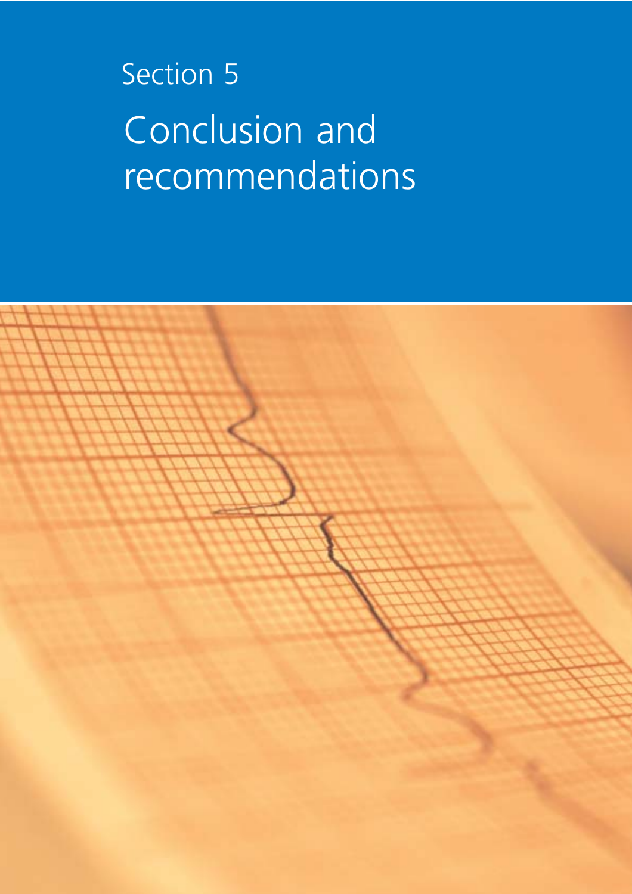Section 5

# Conclusion and recommendations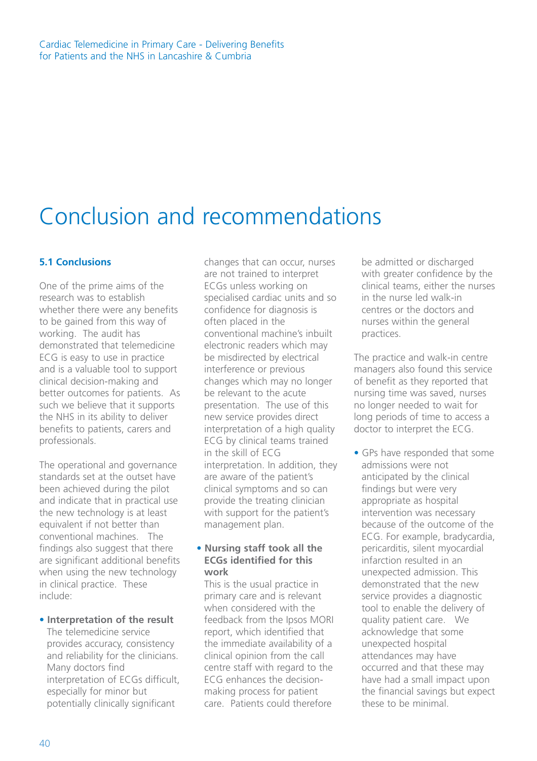# Conclusion and recommendations

### 5.1 Conclusions

One of the prime aims of the research was to establish whether there were any benefits to be gained from this way of working. The audit has demonstrated that telemedicine ECG is easy to use in practice and is a valuable tool to support clinical decision-making and better outcomes for patients. As such we believe that it supports the NHS in its ability to deliver benefits to patients, carers and professionals.

The operational and governance standards set at the outset have been achieved during the pilot and indicate that in practical use the new technology is at least equivalent if not better than conventional machines. The findings also suggest that there are significant additional benefits when using the new technology in clinical practice. These include:

- **Interpretation of the result**
  The telemedicine service provides accuracy, consistency and reliability for the clinicians. Many doctors find interpretation of ECGs difficult, especially for minor but potentially clinically significant changes that can occur, nurses are not trained to interpret ECGs unless working on specialised cardiac units and so confidence for diagnosis is often placed in the conventional machine's inbuilt electronic readers which may be misdirected by electrical interference or previous changes which may no longer be relevant to the acute presentation. The use of this new service provides direct interpretation of a high quality ECG by clinical teams trained in the skill of ECG interpretation. In addition, they are aware of the patient's clinical symptoms and so can provide the treating clinician with support for the patient's management plan.

- **Nursing staff took all the ECGs identified for this work**
  This is the usual practice in primary care and is relevant when considered with the feedback from the Ipsos MORI report, which identified that the immediate availability of a clinical opinion from the call centre staff with regard to the ECG enhances the decision-making process for patient care. Patients could therefore be admitted or discharged with greater confidence by the clinical teams, either the nurses in the nurse led walk-in centres or the doctors and nurses within the general practices.

The practice and walk-in centre managers also found this service of benefit as they reported that nursing time was saved, nurses no longer needed to wait for long periods of time to access a doctor to interpret the ECG.

- GPs have responded that some admissions were not anticipated by the clinical findings but were very appropriate as hospital intervention was necessary because of the outcome of the ECG. For example, bradycardia, pericarditis, silent myocardial infarction resulted in an unexpected admission. This demonstrated that the new service provides a diagnostic tool to enable the delivery of quality patient care. We acknowledge that some unexpected hospital attendances may have occurred and that these may have had a small impact upon the financial savings but expect these to be minimal.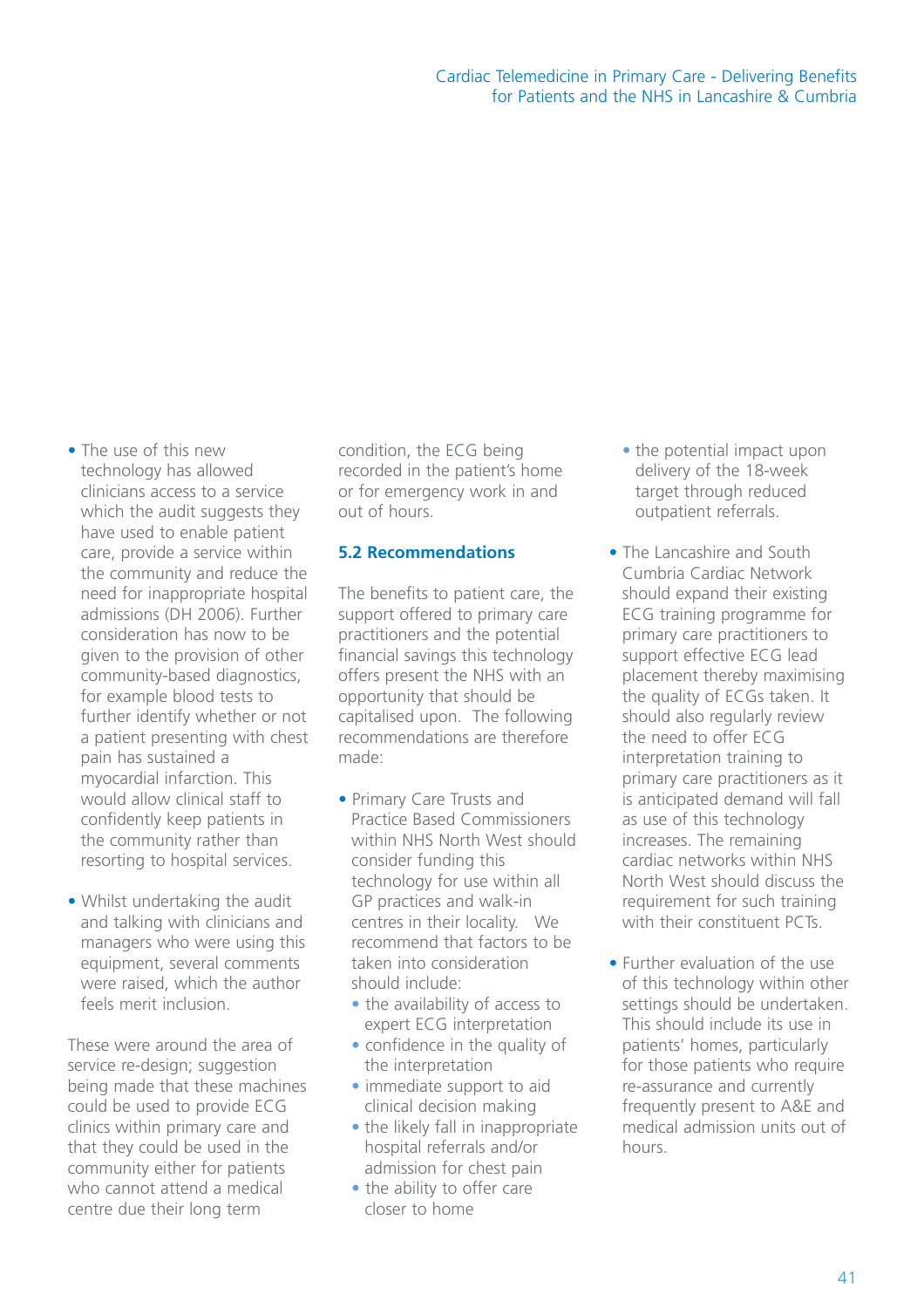- The use of this new technology has allowed clinicians access to a service which the audit suggests they have used to enable patient care, provide a service within the community and reduce the need for inappropriate hospital admissions (DH 2006). Further consideration has now to be given to the provision of other community-based diagnostics, for example blood tests to further identify whether or not a patient presenting with chest pain has sustained a myocardial infarction. This would allow clinical staff to confidently keep patients in the community rather than resorting to hospital services.

- Whilst undertaking the audit and talking with clinicians and managers who were using this equipment, several comments were raised, which the author feels merit inclusion.

These were around the area of service re-design; suggestion being made that these machines could be used to provide ECG clinics within primary care and that they could be used in the community either for patients who cannot attend a medical centre due their long term condition, the ECG being recorded in the patient's home or for emergency work in and out of hours.

### 5.2 Recommendations

The benefits to patient care, the support offered to primary care practitioners and the potential financial savings this technology offers present the NHS with an opportunity that should be capitalised upon. The following recommendations are therefore made:

- Primary Care Trusts and Practice Based Commissioners within NHS North West should consider funding this technology for use within all GP practices and walk-in centres in their locality. We recommend that factors to be taken into consideration should include:
  - the availability of access to expert ECG interpretation
  - confidence in the quality of the interpretation
  - immediate support to aid clinical decision making
  - the likely fall in inappropriate hospital referrals and/or admission for chest pain
  - the ability to offer care closer to home
  - the potential impact upon delivery of the 18-week target through reduced outpatient referrals.

- The Lancashire and South Cumbria Cardiac Network should expand their existing ECG training programme for primary care practitioners to support effective ECG lead placement thereby maximising the quality of ECGs taken. It should also regularly review the need to offer ECG interpretation training to primary care practitioners as it is anticipated demand will fall as use of this technology increases. The remaining cardiac networks within NHS North West should discuss the requirement for such training with their constituent PCTs.

- Further evaluation of the use of this technology within other settings should be undertaken. This should include its use in patients' homes, particularly for those patients who require re-assurance and currently frequently present to A&E and medical admission units out of hours.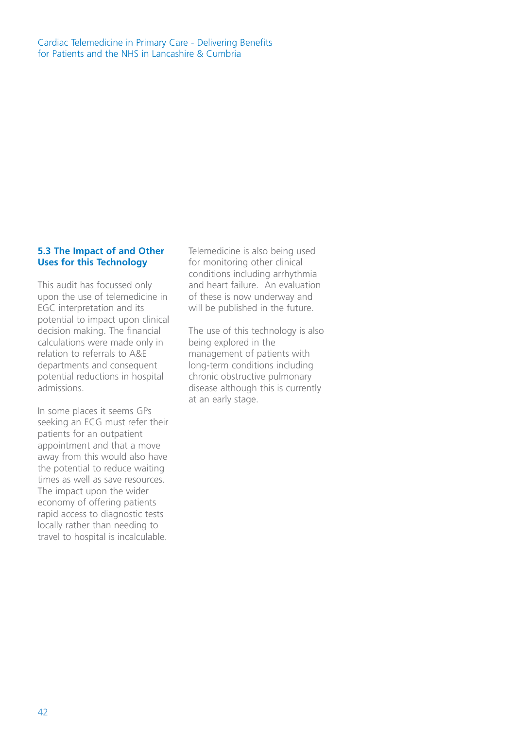### 5.3 The Impact of and Other Uses for this Technology

This audit has focussed only upon the use of telemedicine in EGC interpretation and its potential to impact upon clinical decision making. The financial calculations were made only in relation to referrals to A&E departments and consequent potential reductions in hospital admissions.

In some places it seems GPs seeking an ECG must refer their patients for an outpatient appointment and that a move away from this would also have the potential to reduce waiting times as well as save resources. The impact upon the wider economy of offering patients rapid access to diagnostic tests locally rather than needing to travel to hospital is incalculable.

Telemedicine is also being used for monitoring other clinical conditions including arrhythmia and heart failure. An evaluation of these is now underway and will be published in the future.

The use of this technology is also being explored in the management of patients with long-term conditions including chronic obstructive pulmonary disease although this is currently at an early stage.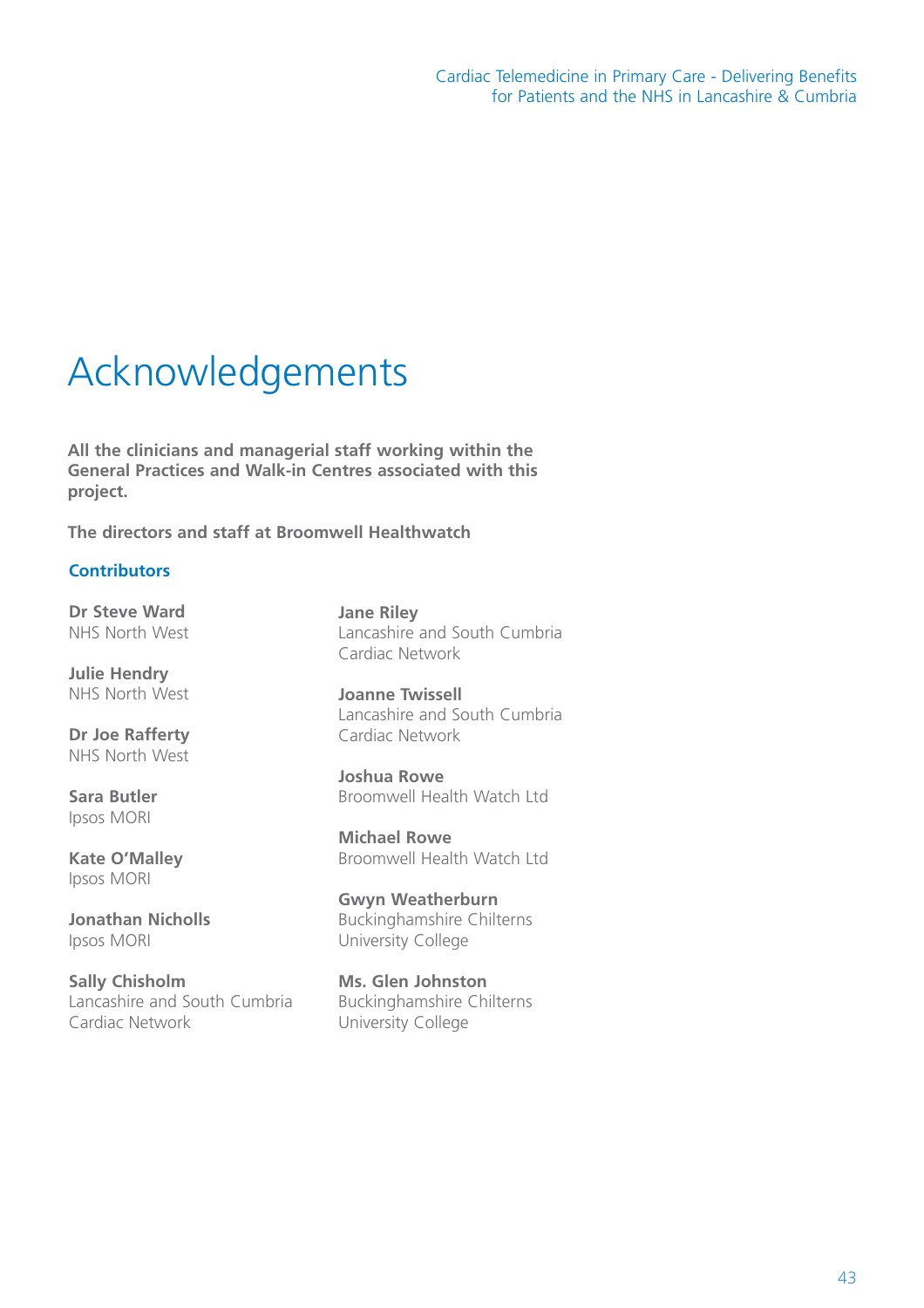# Acknowledgements

**All the clinicians and managerial staff working within the General Practices and Walk-in Centres associated with this project.**

**The directors and staff at Broomwell Healthwatch**

## Contributors

**Dr Steve Ward**
NHS North West

**Julie Hendry**
NHS North West

**Dr Joe Rafferty**
NHS North West

**Sara Butler**
Ipsos MORI

**Kate O'Malley**
Ipsos MORI

**Jonathan Nicholls**
Ipsos MORI

**Sally Chisholm**
Lancashire and South Cumbria Cardiac Network

**Jane Riley**
Lancashire and South Cumbria Cardiac Network

**Joanne Twissell**
Lancashire and South Cumbria Cardiac Network

**Joshua Rowe**
Broomwell Health Watch Ltd

**Michael Rowe**
Broomwell Health Watch Ltd

**Gwyn Weatherburn**
Buckinghamshire Chilterns University College

**Ms. Glen Johnston**
Buckinghamshire Chilterns University College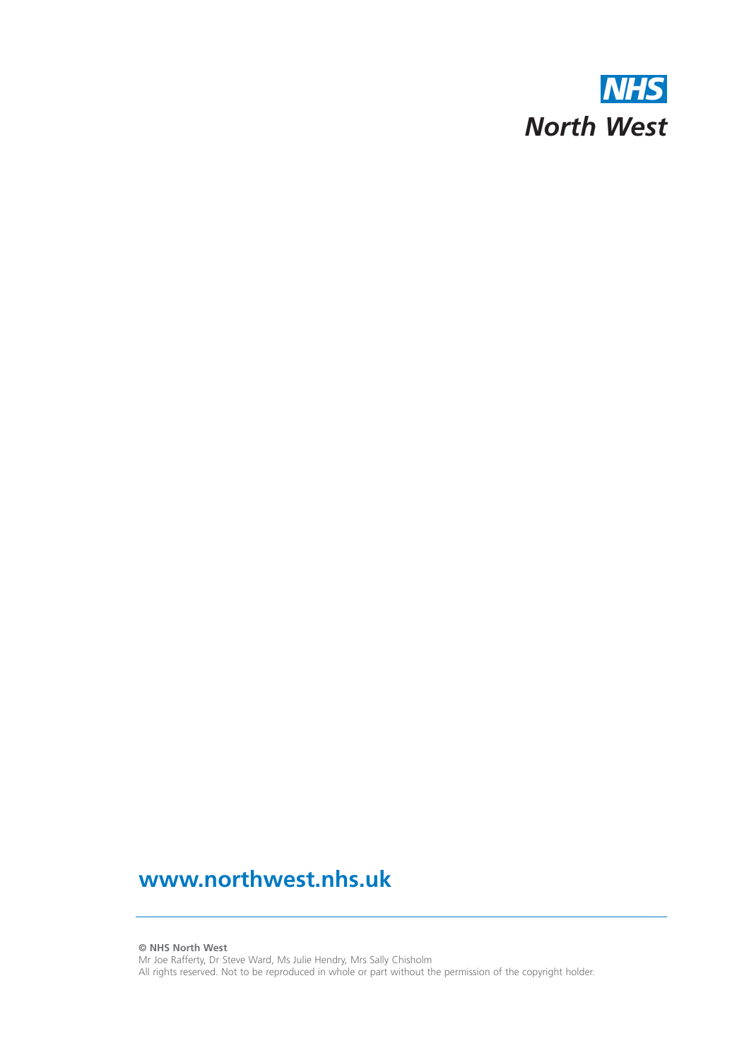NHS

North West

**www.northwest.nhs.uk**

---

**© NHS North West**
Mr Joe Rafferty, Dr Steve Ward, Ms Julie Hendry, Mrs Sally Chisholm
All rights reserved. Not to be reproduced in whole or part without the permission of the copyright holder.